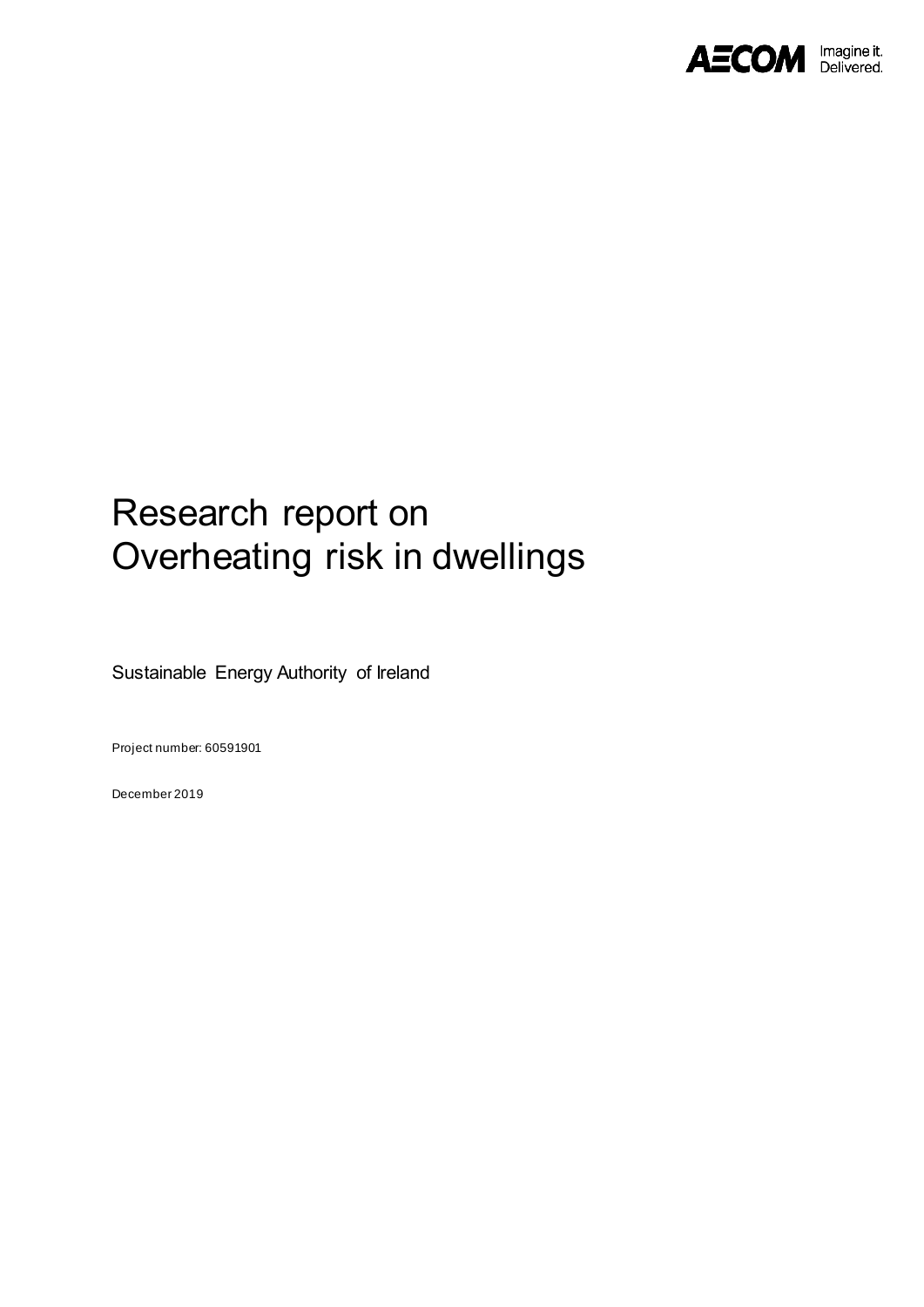AECOM Imagine it. Delivered.

# Research report on Overheating risk in dwellings

Sustainable Energy Authority of Ireland

Project number: 60591901

December 2019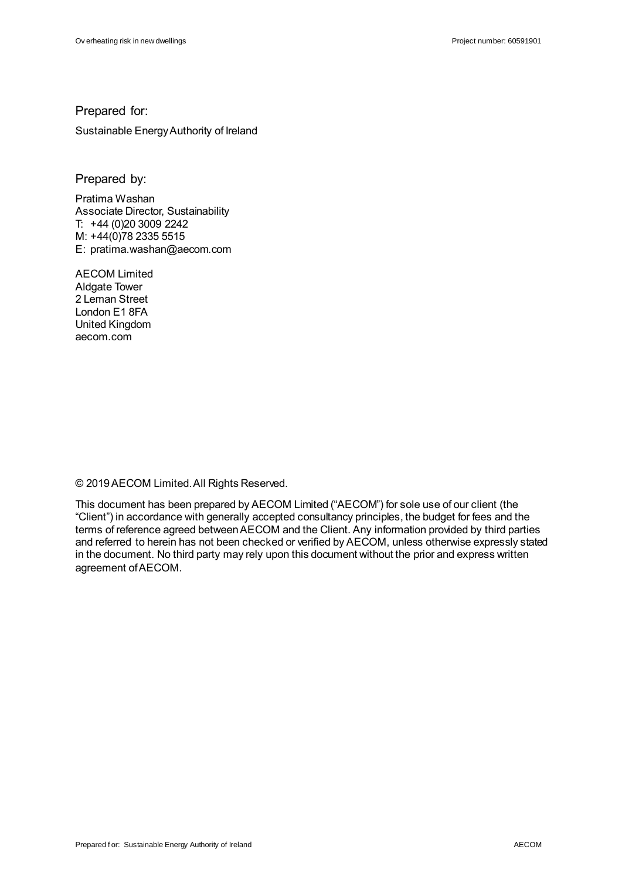Prepared for:

Sustainable Energy Authority of Ireland

Prepared by:

Pratima Washan
Associate Director, Sustainability
T: +44 (0)20 3009 2242
M: +44(0)78 2335 5515
E: pratima.washan@aecom.com

AECOM Limited
Aldgate Tower
2 Leman Street
London E1 8FA
United Kingdom
aecom.com

© 2019 AECOM Limited. All Rights Reserved.

This document has been prepared by AECOM Limited ("AECOM") for sole use of our client (the "Client") in accordance with generally accepted consultancy principles, the budget for fees and the terms of reference agreed between AECOM and the Client. Any information provided by third parties and referred to herein has not been checked or verified by AECOM, unless otherwise expressly stated in the document. No third party may rely upon this document without the prior and express written agreement of AECOM.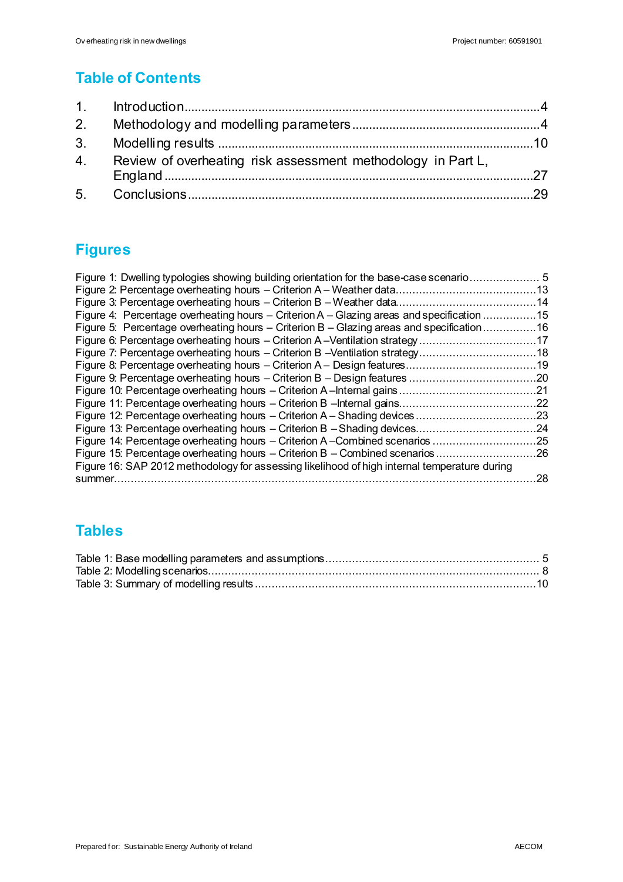## Table of Contents

1. Introduction....................................................................................................4
2. Methodology and modelling parameters........................................................4
3. Modelling results ...........................................................................................10
4. Review of overheating risk assessment methodology in Part L, England ...........................................................................................................27
5. Conclusions...................................................................................................29

## Figures

Figure 1: Dwelling typologies showing building orientation for the base-case scenario..................... 5
Figure 2: Percentage overheating hours – Criterion A – Weather data..........................................13
Figure 3: Percentage overheating hours – Criterion B – Weather data..........................................14
Figure 4: Percentage overheating hours – Criterion A – Glazing areas and specification ................15
Figure 5: Percentage overheating hours – Criterion B – Glazing areas and specification ................16
Figure 6: Percentage overheating hours – Criterion A –Ventilation strategy ...................................17
Figure 7: Percentage overheating hours – Criterion B –Ventilation strategy...................................18
Figure 8: Percentage overheating hours – Criterion A – Design features.......................................19
Figure 9: Percentage overheating hours – Criterion B – Design features ......................................20
Figure 10: Percentage overheating hours – Criterion A –Internal gains .........................................21
Figure 11: Percentage overheating hours – Criterion B –Internal gains.........................................22
Figure 12: Percentage overheating hours – Criterion A – Shading devices ....................................23
Figure 13: Percentage overheating hours – Criterion B – Shading devices.....................................24
Figure 14: Percentage overheating hours – Criterion A –Combined scenarios ...............................25
Figure 15: Percentage overheating hours – Criterion B – Combined scenarios ..............................26
Figure 16: SAP 2012 methodology for assessing likelihood of high internal temperature during summer...........................................................................................................................28

## Tables

Table 1: Base modelling parameters and assumptions................................................................ 5
Table 2: Modelling scenarios................................................................................................... 8
Table 3: Summary of modelling results ....................................................................................10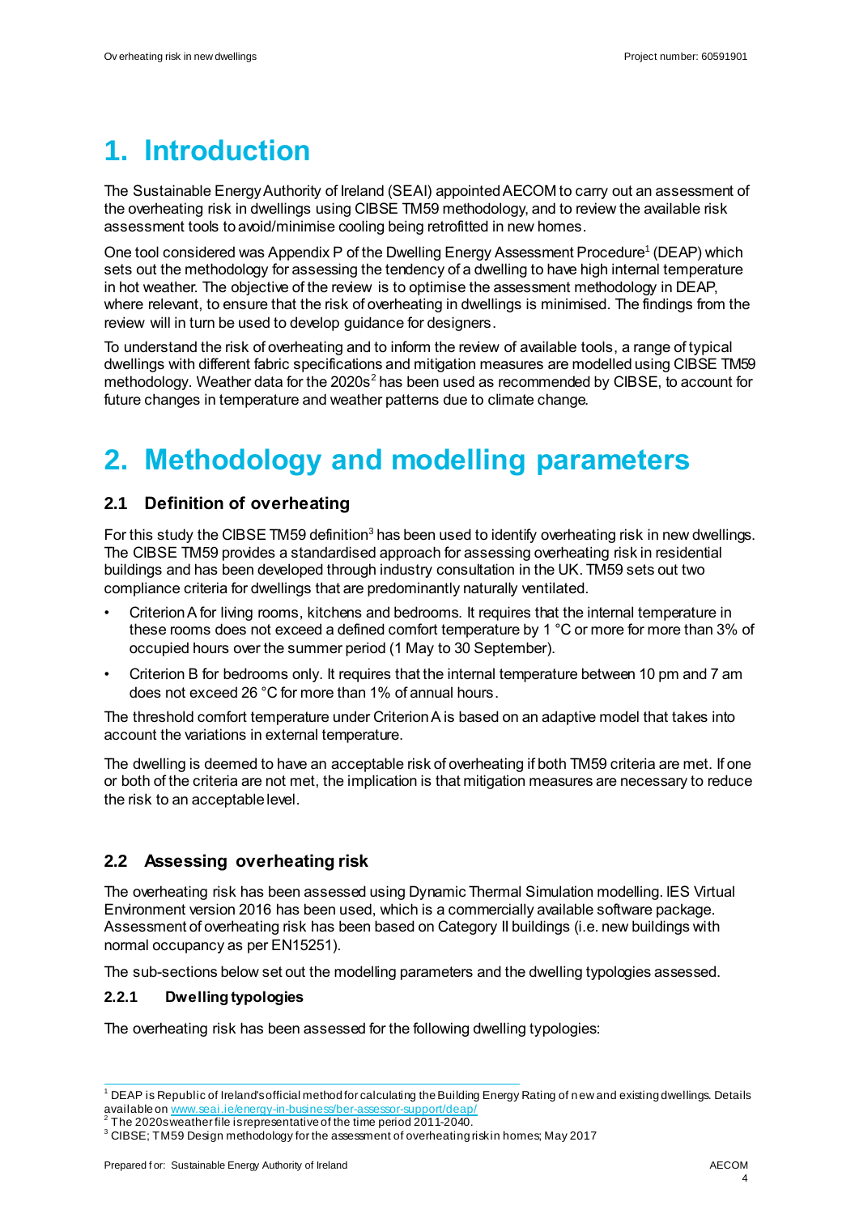# 1. Introduction

The Sustainable Energy Authority of Ireland (SEAI) appointed AECOM to carry out an assessment of the overheating risk in dwellings using CIBSE TM59 methodology, and to review the available risk assessment tools to avoid/minimise cooling being retrofitted in new homes.

One tool considered was Appendix P of the Dwelling Energy Assessment Procedure[1] (DEAP) which sets out the methodology for assessing the tendency of a dwelling to have high internal temperature in hot weather. The objective of the review is to optimise the assessment methodology in DEAP, where relevant, to ensure that the risk of overheating in dwellings is minimised. The findings from the review will in turn be used to develop guidance for designers.

To understand the risk of overheating and to inform the review of available tools, a range of typical dwellings with different fabric specifications and mitigation measures are modelled using CIBSE TM59 methodology. Weather data for the 2020s[2] has been used as recommended by CIBSE, to account for future changes in temperature and weather patterns due to climate change.

# 2. Methodology and modelling parameters

## 2.1 Definition of overheating

For this study the CIBSE TM59 definition[3] has been used to identify overheating risk in new dwellings. The CIBSE TM59 provides a standardised approach for assessing overheating risk in residential buildings and has been developed through industry consultation in the UK. TM59 sets out two compliance criteria for dwellings that are predominantly naturally ventilated.

- Criterion A for living rooms, kitchens and bedrooms. It requires that the internal temperature in these rooms does not exceed a defined comfort temperature by 1 °C or more for more than 3% of occupied hours over the summer period (1 May to 30 September).
- Criterion B for bedrooms only. It requires that the internal temperature between 10 pm and 7 am does not exceed 26 °C for more than 1% of annual hours.

The threshold comfort temperature under Criterion A is based on an adaptive model that takes into account the variations in external temperature.

The dwelling is deemed to have an acceptable risk of overheating if both TM59 criteria are met. If one or both of the criteria are not met, the implication is that mitigation measures are necessary to reduce the risk to an acceptable level.

## 2.2 Assessing overheating risk

The overheating risk has been assessed using Dynamic Thermal Simulation modelling. IES Virtual Environment version 2016 has been used, which is a commercially available software package. Assessment of overheating risk has been based on Category II buildings (i.e. new buildings with normal occupancy as per EN15251).

The sub-sections below set out the modelling parameters and the dwelling typologies assessed.

### 2.2.1 Dwelling typologies

The overheating risk has been assessed for the following dwelling typologies:

---

[1] DEAP is Republic of Ireland's official method for calculating the Building Energy Rating of new and existing dwellings. Details available on www.seai.ie/energy-in-business/ber-assessor-support/deap/

[2] The 2020s weather file is representative of the time period 2011-2040.

[3] CIBSE; TM59 Design methodology for the assessment of overheating risk in homes; May 2017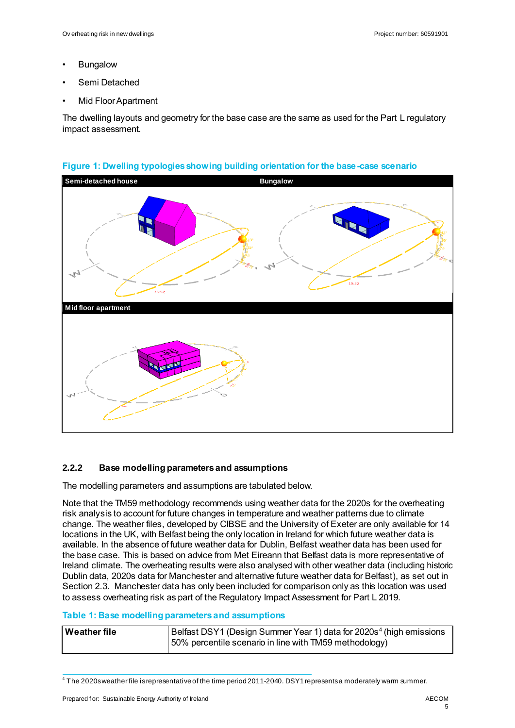- Bungalow
- Semi Detached
- Mid Floor Apartment

The dwelling layouts and geometry for the base case are the same as used for the Part L regulatory impact assessment.

**Figure 1: Dwelling typologies showing building orientation for the base-case scenario**

Semi-detached house

Bungalow

Mid floor apartment

### 2.2.2 Base modelling parameters and assumptions

The modelling parameters and assumptions are tabulated below.

Note that the TM59 methodology recommends using weather data for the 2020s for the overheating risk analysis to account for future changes in temperature and weather patterns due to climate change. The weather files, developed by CIBSE and the University of Exeter are only available for 14 locations in the UK, with Belfast being the only location in Ireland for which future weather data is available. In the absence of future weather data for Dublin, Belfast weather data has been used for the base case. This is based on advice from Met Eireann that Belfast data is more representative of Ireland climate. The overheating results were also analysed with other weather data (including historic Dublin data, 2020s data for Manchester and alternative future weather data for Belfast), as set out in Section 2.3. Manchester data has only been included for comparison only as this location was used to assess overheating risk as part of the Regulatory Impact Assessment for Part L 2019.

**Table 1: Base modelling parameters and assumptions**

| | |
|---|---|
| **Weather file** | Belfast DSY1 (Design Summer Year 1) data for 2020s[4] (high emissions 50% percentile scenario in line with TM59 methodology) |

[4] The 2020s weather file is representative of the time period 2011-2040. DSY1 represents a moderately warm summer.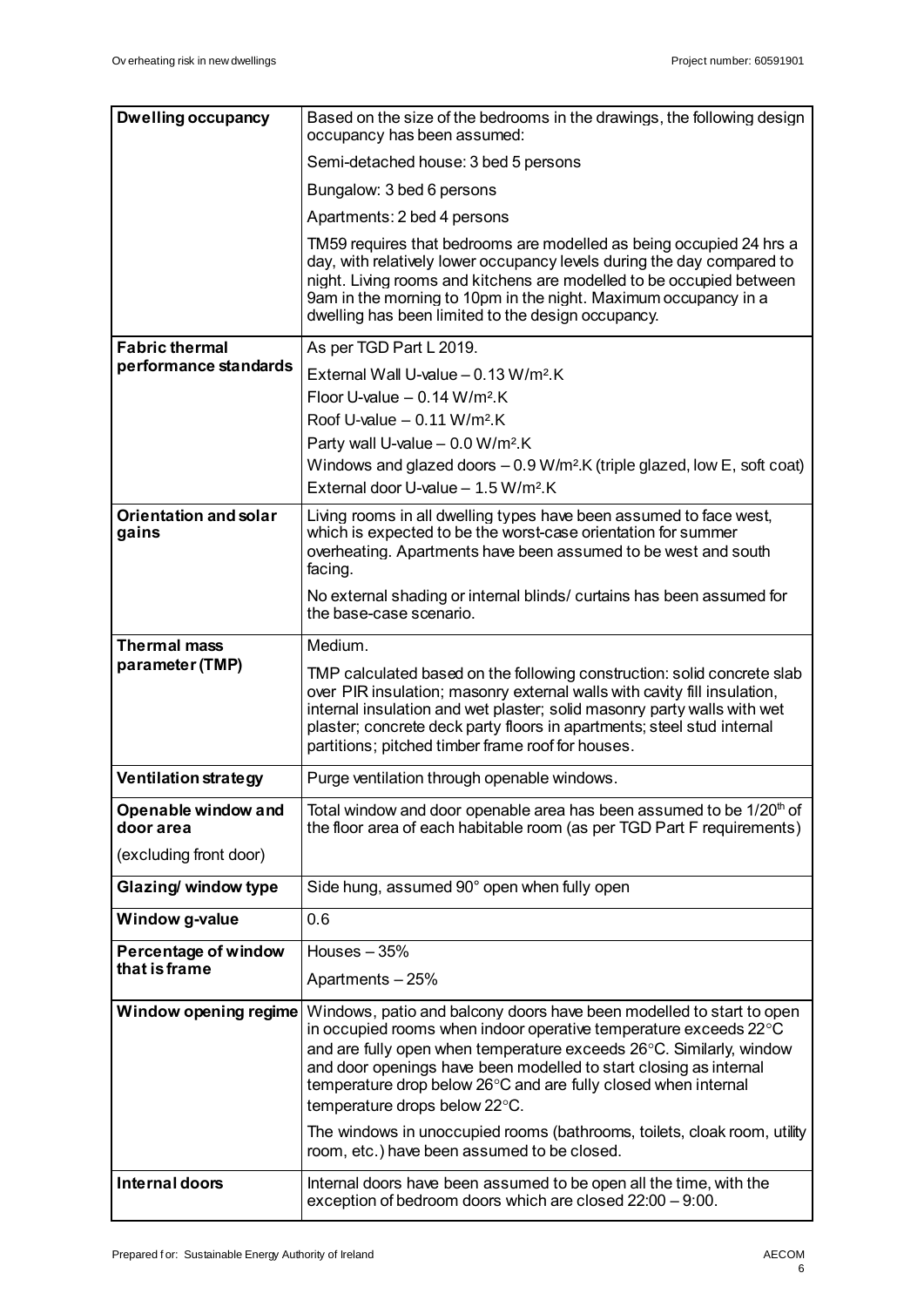| | |
|---|---|
| **Dwelling occupancy** | Based on the size of the bedrooms in the drawings, the following design occupancy has been assumed:<br>Semi-detached house: 3 bed 5 persons<br>Bungalow: 3 bed 6 persons<br>Apartments: 2 bed 4 persons<br>TM59 requires that bedrooms are modelled as being occupied 24 hrs a day, with relatively lower occupancy levels during the day compared to night. Living rooms and kitchens are modelled to be occupied between 9am in the morning to 10pm in the night. Maximum occupancy in a dwelling has been limited to the design occupancy. |
| **Fabric thermal performance standards** | As per TGD Part L 2019.<br>External Wall U-value – 0.13 $W/m^2.K$<br>Floor U-value – 0.14 $W/m^2.K$<br>Roof U-value – 0.11 $W/m^2.K$<br>Party wall U-value – 0.0 $W/m^2.K$<br>Windows and glazed doors – 0.9 $W/m^2.K$ (triple glazed, low E, soft coat)<br>External door U-value – 1.5 $W/m^2.K$ |
| **Orientation and solar gains** | Living rooms in all dwelling types have been assumed to face west, which is expected to be the worst-case orientation for summer overheating. Apartments have been assumed to be west and south facing.<br>No external shading or internal blinds/ curtains has been assumed for the base-case scenario. |
| **Thermal mass parameter (TMP)** | Medium.<br>TMP calculated based on the following construction: solid concrete slab over PIR insulation; masonry external walls with cavity fill insulation, internal insulation and wet plaster; solid masonry party walls with wet plaster; concrete deck party floors in apartments; steel stud internal partitions; pitched timber frame roof for houses. |
| **Ventilation strategy** | Purge ventilation through openable windows. |
| **Openable window and door area**<br>(excluding front door) | Total window and door openable area has been assumed to be 1/20th of the floor area of each habitable room (as per TGD Part F requirements) |
| **Glazing/ window type** | Side hung, assumed 90° open when fully open |
| **Window g-value** | 0.6 |
| **Percentage of window that is frame** | Houses – 35%<br>Apartments – 25% |
| **Window opening regime** | Windows, patio and balcony doors have been modelled to start to open in occupied rooms when indoor operative temperature exceeds 22°C and are fully open when temperature exceeds 26°C. Similarly, window and door openings have been modelled to start closing as internal temperature drop below 26°C and are fully closed when internal temperature drops below 22°C.<br>The windows in unoccupied rooms (bathrooms, toilets, cloak room, utility room, etc.) have been assumed to be closed. |
| **Internal doors** | Internal doors have been assumed to be open all the time, with the exception of bedroom doors which are closed 22:00 – 9:00. |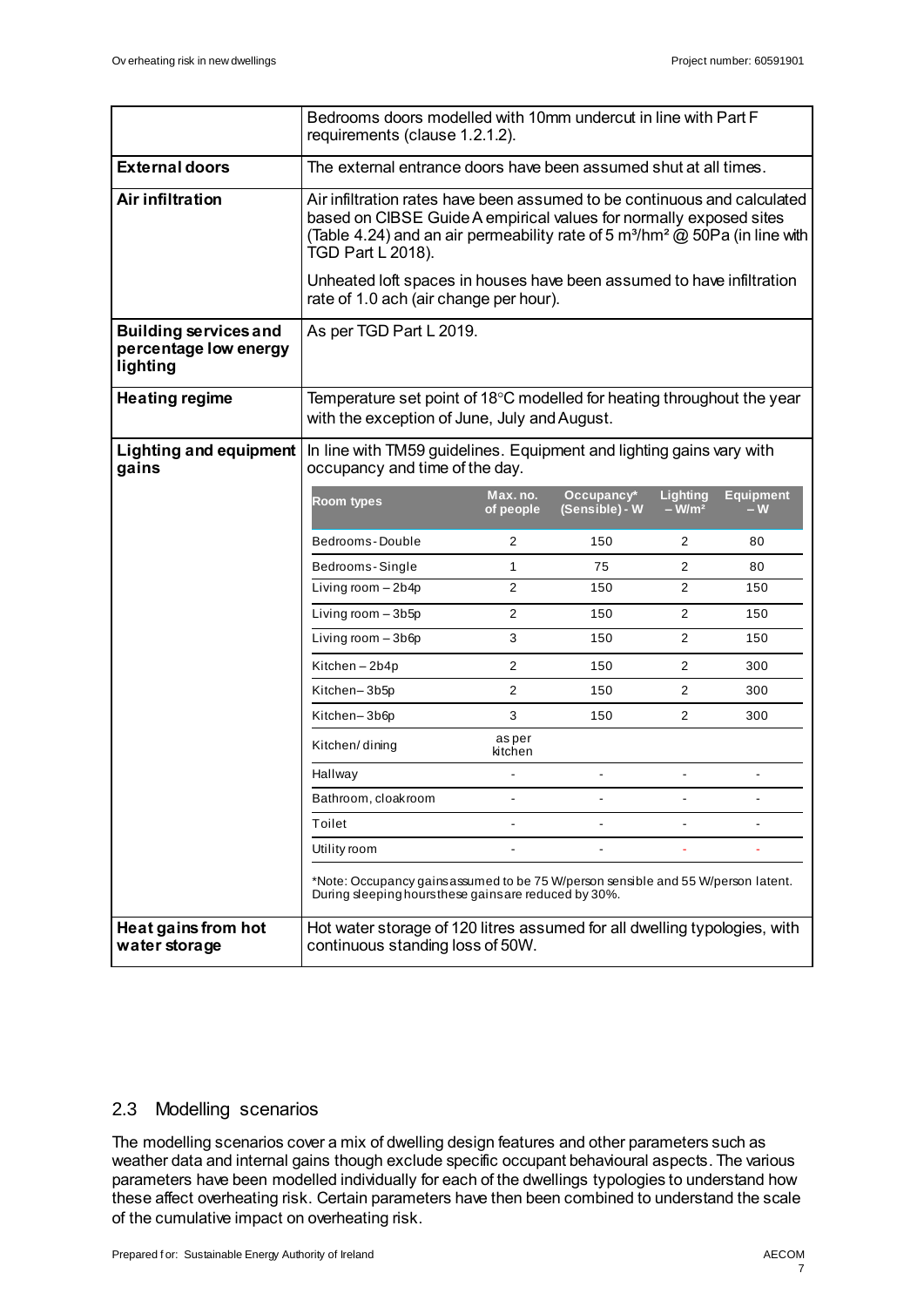| | |
|---|---|
| | Bedrooms doors modelled with 10mm undercut in line with Part F requirements (clause 1.2.1.2). |
| **External doors** | The external entrance doors have been assumed shut at all times. |
| **Air infiltration** | Air infiltration rates have been assumed to be continuous and calculated based on CIBSE Guide A empirical values for normally exposed sites (Table 4.24) and an air permeability rate of 5 $m^3/hm^2$ @ 50Pa (in line with TGD Part L 2018).<br><br>Unheated loft spaces in houses have been assumed to have infiltration rate of 1.0 ach (air change per hour). |
| **Building services and percentage low energy lighting** | As per TGD Part L 2019. |
| **Heating regime** | Temperature set point of 18°C modelled for heating throughout the year with the exception of June, July and August. |
| **Lighting and equipment gains** | In line with TM59 guidelines. Equipment and lighting gains vary with occupancy and time of the day. |

| Room types | Max. no. of people | Occupancy* (Sensible) - W | Lighting – $W/m^2$ | Equipment – W |
|---|---|---|---|---|
| Bedrooms - Double | 2 | 150 | 2 | 80 |
| Bedrooms - Single | 1 | 75 | 2 | 80 |
| Living room – 2b4p | 2 | 150 | 2 | 150 |
| Living room – 3b5p | 2 | 150 | 2 | 150 |
| Living room – 3b6p | 3 | 150 | 2 | 150 |
| Kitchen – 2b4p | 2 | 150 | 2 | 300 |
| Kitchen– 3b5p | 2 | 150 | 2 | 300 |
| Kitchen– 3b6p | 3 | 150 | 2 | 300 |
| Kitchen/ dining | as per kitchen | | | |
| Hallway | - | - | - | - |
| Bathroom, cloakroom | - | - | - | - |
| Toilet | - | - | - | - |
| Utility room | - | - | - | - |

*Note: Occupancy gains assumed to be 75 W/person sensible and 55 W/person latent. During sleeping hours these gains are reduced by 30%.

| | |
|---|---|
| **Heat gains from hot water storage** | Hot water storage of 120 litres assumed for all dwelling typologies, with continuous standing loss of 50W. |

## 2.3 Modelling scenarios

The modelling scenarios cover a mix of dwelling design features and other parameters such as weather data and internal gains though exclude specific occupant behavioural aspects. The various parameters have been modelled individually for each of the dwellings typologies to understand how these affect overheating risk. Certain parameters have then been combined to understand the scale of the cumulative impact on overheating risk.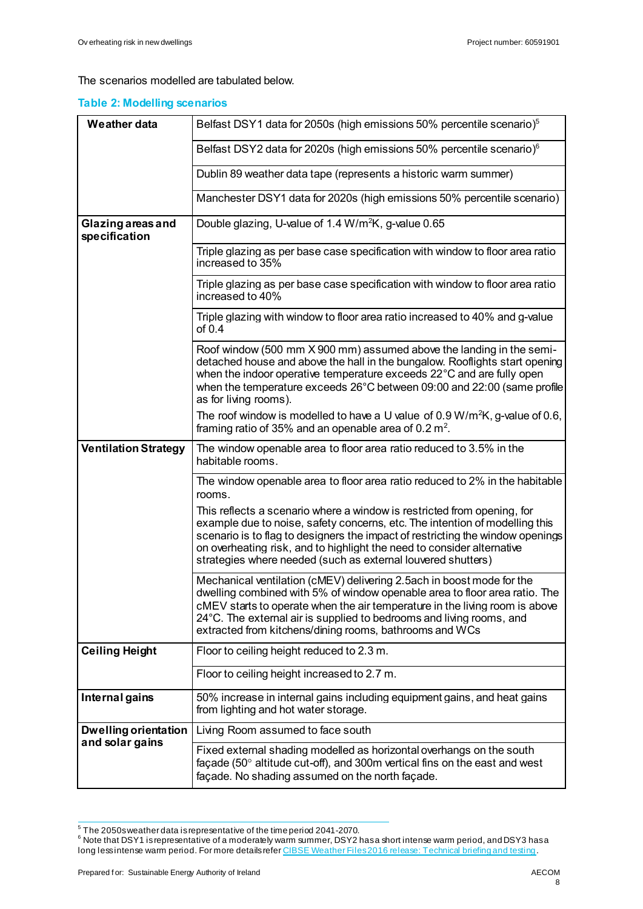The scenarios modelled are tabulated below.

### Table 2: Modelling scenarios

| | |
|---|---|
| **Weather data** | Belfast DSY1 data for 2050s (high emissions 50% percentile scenario)[5] |
| | Belfast DSY2 data for 2020s (high emissions 50% percentile scenario)[6] |
| | Dublin 89 weather data tape (represents a historic warm summer) |
| | Manchester DSY1 data for 2020s (high emissions 50% percentile scenario) |
| **Glazing areas and specification** | Double glazing, U-value of 1.4 W/m$^2$K, g-value 0.65 |
| | Triple glazing as per base case specification with window to floor area ratio increased to 35% |
| | Triple glazing as per base case specification with window to floor area ratio increased to 40% |
| | Triple glazing with window to floor area ratio increased to 40% and g-value of 0.4 |
| | Roof window (500 mm X 900 mm) assumed above the landing in the semi-detached house and above the hall in the bungalow. Rooflights start opening when the indoor operative temperature exceeds 22°C and are fully open when the temperature exceeds 26°C between 09:00 and 22:00 (same profile as for living rooms). The roof window is modelled to have a U value of 0.9 W/m$^2$K, g-value of 0.6, framing ratio of 35% and an openable area of 0.2 m$^2$. |
| **Ventilation Strategy** | The window openable area to floor area ratio reduced to 3.5% in the habitable rooms. |
| | The window openable area to floor area ratio reduced to 2% in the habitable rooms. This reflects a scenario where a window is restricted from opening, for example due to noise, safety concerns, etc. The intention of modelling this scenario is to flag to designers the impact of restricting the window openings on overheating risk, and to highlight the need to consider alternative strategies where needed (such as external louvered shutters) |
| | Mechanical ventilation (cMEV) delivering 2.5ach in boost mode for the dwelling combined with 5% of window openable area to floor area ratio. The cMEV starts to operate when the air temperature in the living room is above 24°C. The external air is supplied to bedrooms and living rooms, and extracted from kitchens/dining rooms, bathrooms and WCs |
| **Ceiling Height** | Floor to ceiling height reduced to 2.3 m. |
| | Floor to ceiling height increased to 2.7 m. |
| **Internal gains** | 50% increase in internal gains including equipment gains, and heat gains from lighting and hot water storage. |
| **Dwelling orientation and solar gains** | Living Room assumed to face south |
| | Fixed external shading modelled as horizontal overhangs on the south façade (50° altitude cut-off), and 300m vertical fins on the east and west façade. No shading assumed on the north façade. |

[5] The 2050s weather data is representative of the time period 2041-2070.

[6] Note that DSY1 is representative of a moderately warm summer, DSY2 has a short intense warm period, and DSY3 has a long less intense warm period. For more details refer [CIBSE Weather Files 2016 release: Technical briefing and testing](CIBSE Weather Files 2016 release: Technical briefing and testing).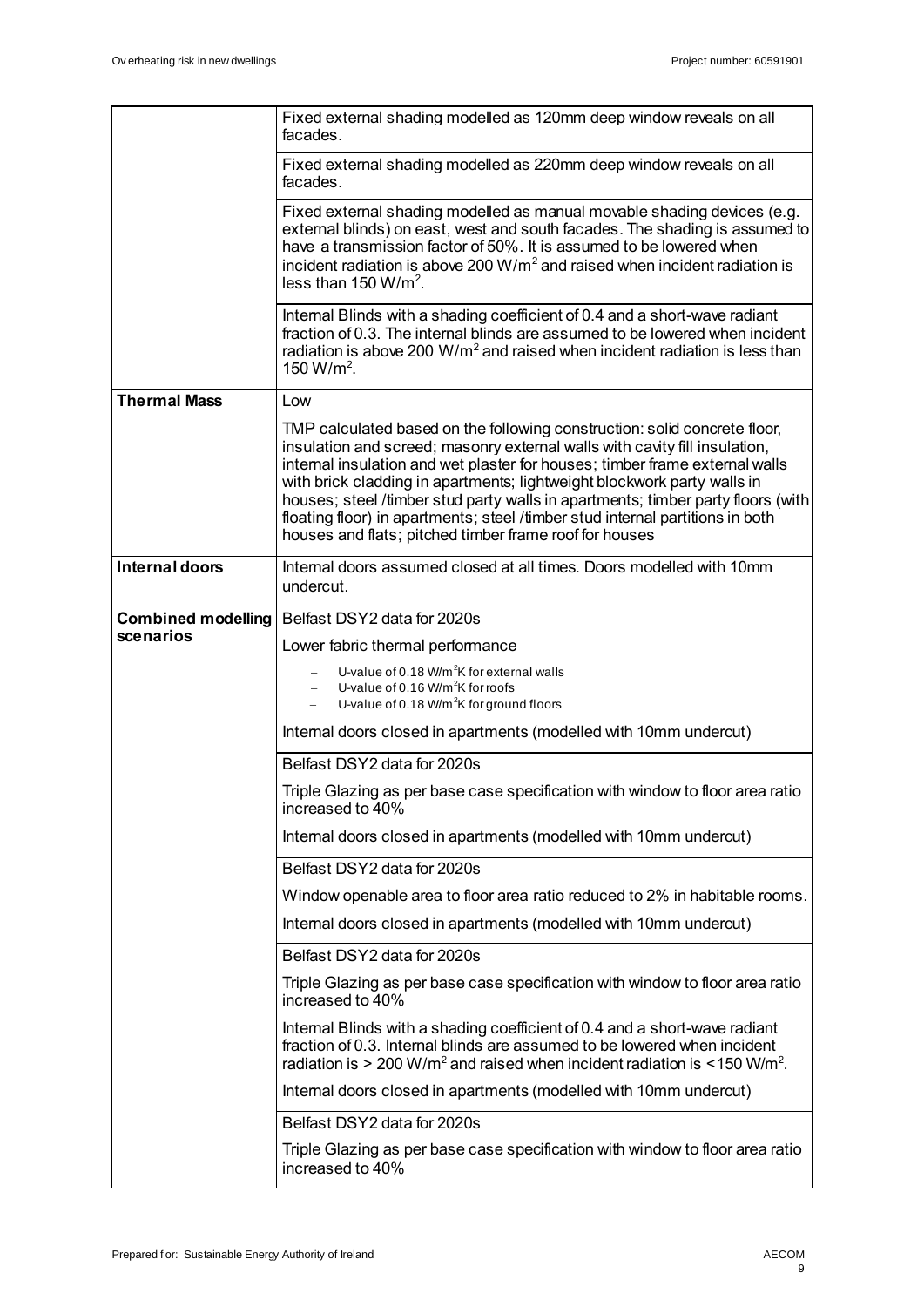| | |
|---|---|
| | Fixed external shading modelled as 120mm deep window reveals on all facades. |
| | Fixed external shading modelled as 220mm deep window reveals on all facades. |
| | Fixed external shading modelled as manual movable shading devices (e.g. external blinds) on east, west and south facades. The shading is assumed to have a transmission factor of 50%. It is assumed to be lowered when incident radiation is above 200 W/m$^2$ and raised when incident radiation is less than 150 W/m$^2$. |
| | Internal Blinds with a shading coefficient of 0.4 and a short-wave radiant fraction of 0.3. The internal blinds are assumed to be lowered when incident radiation is above 200 W/m$^2$ and raised when incident radiation is less than 150 W/m$^2$. |
| **Thermal Mass** | Low |
| | TMP calculated based on the following construction: solid concrete floor, insulation and screed; masonry external walls with cavity fill insulation, internal insulation and wet plaster for houses; timber frame external walls with brick cladding in apartments; lightweight blockwork party walls in houses; steel /timber stud party walls in apartments; timber party floors (with floating floor) in apartments; steel /timber stud internal partitions in both houses and flats; pitched timber frame roof for houses |
| **Internal doors** | Internal doors assumed closed at all times. Doors modelled with 10mm undercut. |
| **Combined modelling scenarios** | Belfast DSY2 data for 2020s<br>Lower fabric thermal performance<br>– U-value of 0.18 W/m$^2$K for external walls<br>– U-value of 0.16 W/m$^2$K for roofs<br>– U-value of 0.18 W/m$^2$K for ground floors<br>Internal doors closed in apartments (modelled with 10mm undercut) |
| | Belfast DSY2 data for 2020s<br>Triple Glazing as per base case specification with window to floor area ratio increased to 40%<br>Internal doors closed in apartments (modelled with 10mm undercut) |
| | Belfast DSY2 data for 2020s<br>Window openable area to floor area ratio reduced to 2% in habitable rooms.<br>Internal doors closed in apartments (modelled with 10mm undercut) |
| | Belfast DSY2 data for 2020s<br>Triple Glazing as per base case specification with window to floor area ratio increased to 40%<br>Internal Blinds with a shading coefficient of 0.4 and a short-wave radiant fraction of 0.3. Internal blinds are assumed to be lowered when incident radiation is > 200 W/m$^2$ and raised when incident radiation is <150 W/m$^2$.<br>Internal doors closed in apartments (modelled with 10mm undercut) |
| | Belfast DSY2 data for 2020s<br>Triple Glazing as per base case specification with window to floor area ratio increased to 40% |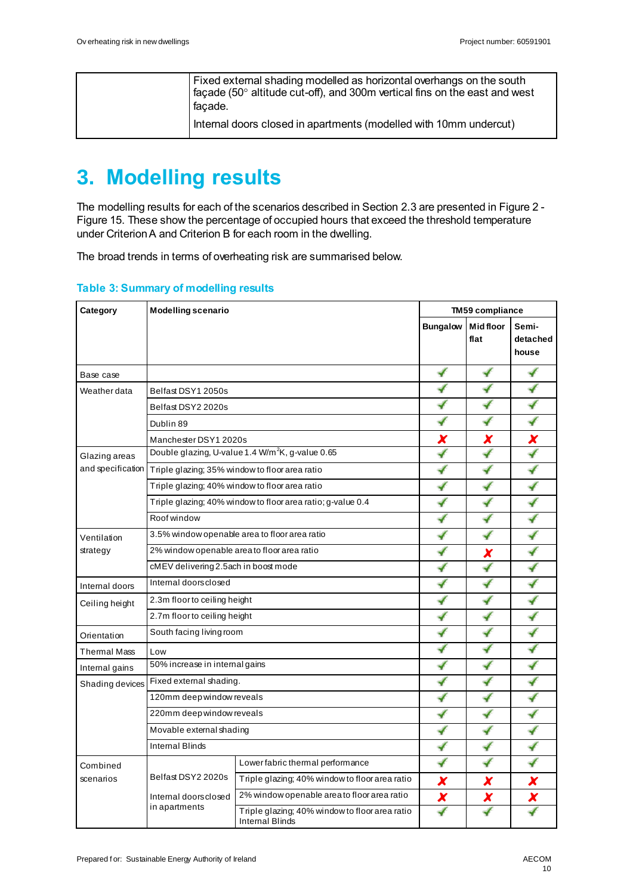| | Fixed external shading modelled as horizontal overhangs on the south façade (50° altitude cut-off), and 300m vertical fins on the east and west façade. |
|---|---|
| | Internal doors closed in apartments (modelled with 10mm undercut) |

# 3. Modelling results

The modelling results for each of the scenarios described in Section 2.3 are presented in Figure 2 - Figure 15. These show the percentage of occupied hours that exceed the threshold temperature under Criterion A and Criterion B for each room in the dwelling.

The broad trends in terms of overheating risk are summarised below.

### Table 3: Summary of modelling results

| Category | Modelling scenario | | TM59 compliance | | |
|---|---|---|---|---|---|
| | | | Bungalow | Mid floor flat | Semi-detached house |
| Base case | | | ✓ | ✓ | ✓ |
| Weather data | Belfast DSY1 2050s | | ✓ | ✓ | ✓ |
| | Belfast DSY2 2020s | | ✓ | ✓ | ✓ |
| | Dublin 89 | | ✓ | ✓ | ✓ |
| | Manchester DSY1 2020s | | ✗ | ✗ | ✗ |
| Glazing areas and specification | Double glazing, U-value 1.4 W/m$^2$K, g-value 0.65 | | ✓ | ✓ | ✓ |
| | Triple glazing; 35% window to floor area ratio | | ✓ | ✓ | ✓ |
| | Triple glazing; 40% window to floor area ratio | | ✓ | ✓ | ✓ |
| | Triple glazing; 40% window to floor area ratio; g-value 0.4 | | ✓ | ✓ | ✓ |
| | Roof window | | ✓ | ✓ | ✓ |
| Ventilation strategy | 3.5% window openable area to floor area ratio | | ✓ | ✓ | ✓ |
| | 2% window openable area to floor area ratio | | ✓ | ✗ | ✓ |
| | cMEV delivering 2.5ach in boost mode | | ✓ | ✓ | ✓ |
| Internal doors | Internal doors closed | | ✓ | ✓ | ✓ |
| Ceiling height | 2.3m floor to ceiling height | | ✓ | ✓ | ✓ |
| | 2.7m floor to ceiling height | | ✓ | ✓ | ✓ |
| Orientation | South facing living room | | ✓ | ✓ | ✓ |
| Thermal Mass | Low | | ✓ | ✓ | ✓ |
| Internal gains | 50% increase in internal gains | | ✓ | ✓ | ✓ |
| Shading devices | Fixed external shading. | | ✓ | ✓ | ✓ |
| | 120mm deep window reveals | | ✓ | ✓ | ✓ |
| | 220mm deep window reveals | | ✓ | ✓ | ✓ |
| | Movable external shading | | ✓ | ✓ | ✓ |
| | Internal Blinds | | ✓ | ✓ | ✓ |
| Combined scenarios | Belfast DSY2 2020s<br><br>Internal doors closed in apartments | Lower fabric thermal performance | ✓ | ✓ | ✓ |
| | | Triple glazing; 40% window to floor area ratio | ✗ | ✗ | ✗ |
| | | 2% window openable area to floor area ratio | ✗ | ✗ | ✗ |
| | | Triple glazing; 40% window to floor area ratio Internal Blinds | ✓ | ✓ | ✓ |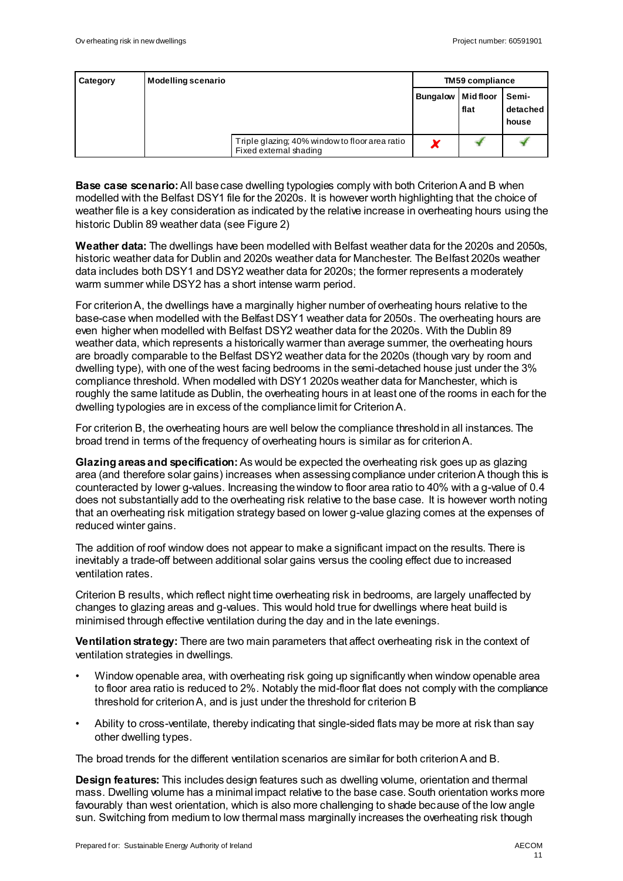| Category | Modelling scenario | | TM59 compliance | | |
|---|---|---|---|---|---|
| | | | Bungalow | Mid floor flat | Semi-detached house |
| | | Triple glazing; 40% window to floor area ratio Fixed external shading | ✗ | ✓ | ✓ |

**Base case scenario:** All base case dwelling typologies comply with both Criterion A and B when modelled with the Belfast DSY1 file for the 2020s. It is however worth highlighting that the choice of weather file is a key consideration as indicated by the relative increase in overheating hours using the historic Dublin 89 weather data (see Figure 2)

**Weather data:** The dwellings have been modelled with Belfast weather data for the 2020s and 2050s, historic weather data for Dublin and 2020s weather data for Manchester. The Belfast 2020s weather data includes both DSY1 and DSY2 weather data for 2020s; the former represents a moderately warm summer while DSY2 has a short intense warm period.

For criterion A, the dwellings have a marginally higher number of overheating hours relative to the base-case when modelled with the Belfast DSY1 weather data for 2050s. The overheating hours are even higher when modelled with Belfast DSY2 weather data for the 2020s. With the Dublin 89 weather data, which represents a historically warmer than average summer, the overheating hours are broadly comparable to the Belfast DSY2 weather data for the 2020s (though vary by room and dwelling type), with one of the west facing bedrooms in the semi-detached house just under the 3% compliance threshold. When modelled with DSY1 2020s weather data for Manchester, which is roughly the same latitude as Dublin, the overheating hours in at least one of the rooms in each for the dwelling typologies are in excess of the compliance limit for Criterion A.

For criterion B, the overheating hours are well below the compliance threshold in all instances. The broad trend in terms of the frequency of overheating hours is similar as for criterion A.

**Glazing areas and specification:** As would be expected the overheating risk goes up as glazing area (and therefore solar gains) increases when assessing compliance under criterion A though this is counteracted by lower g-values. Increasing the window to floor area ratio to 40% with a g-value of 0.4 does not substantially add to the overheating risk relative to the base case. It is however worth noting that an overheating risk mitigation strategy based on lower g-value glazing comes at the expenses of reduced winter gains.

The addition of roof window does not appear to make a significant impact on the results. There is inevitably a trade-off between additional solar gains versus the cooling effect due to increased ventilation rates.

Criterion B results, which reflect night time overheating risk in bedrooms, are largely unaffected by changes to glazing areas and g-values. This would hold true for dwellings where heat build is minimised through effective ventilation during the day and in the late evenings.

**Ventilation strategy:** There are two main parameters that affect overheating risk in the context of ventilation strategies in dwellings.

- Window openable area, with overheating risk going up significantly when window openable area to floor area ratio is reduced to 2%. Notably the mid-floor flat does not comply with the compliance threshold for criterion A, and is just under the threshold for criterion B
- Ability to cross-ventilate, thereby indicating that single-sided flats may be more at risk than say other dwelling types.

The broad trends for the different ventilation scenarios are similar for both criterion A and B.

**Design features:** This includes design features such as dwelling volume, orientation and thermal mass. Dwelling volume has a minimal impact relative to the base case. South orientation works more favourably than west orientation, which is also more challenging to shade because of the low angle sun. Switching from medium to low thermal mass marginally increases the overheating risk though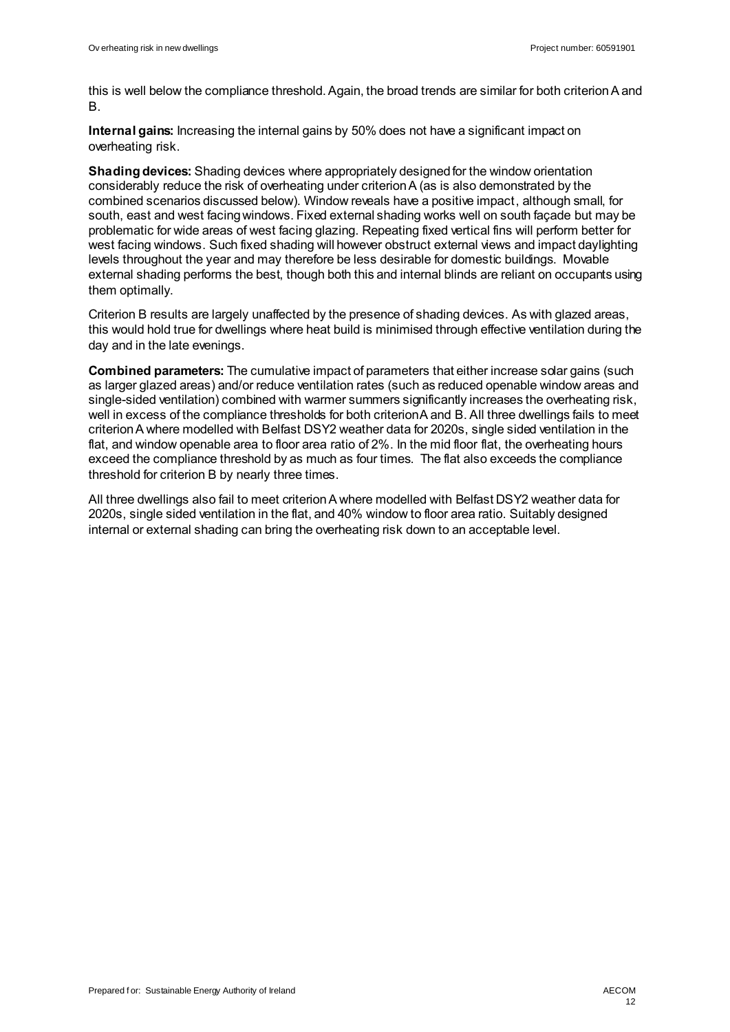this is well below the compliance threshold. Again, the broad trends are similar for both criterion A and B.

**Internal gains:** Increasing the internal gains by 50% does not have a significant impact on overheating risk.

**Shading devices:** Shading devices where appropriately designed for the window orientation considerably reduce the risk of overheating under criterion A (as is also demonstrated by the combined scenarios discussed below). Window reveals have a positive impact, although small, for south, east and west facing windows. Fixed external shading works well on south façade but may be problematic for wide areas of west facing glazing. Repeating fixed vertical fins will perform better for west facing windows. Such fixed shading will however obstruct external views and impact daylighting levels throughout the year and may therefore be less desirable for domestic buildings. Movable external shading performs the best, though both this and internal blinds are reliant on occupants using them optimally.

Criterion B results are largely unaffected by the presence of shading devices. As with glazed areas, this would hold true for dwellings where heat build is minimised through effective ventilation during the day and in the late evenings.

**Combined parameters:** The cumulative impact of parameters that either increase solar gains (such as larger glazed areas) and/or reduce ventilation rates (such as reduced openable window areas and single-sided ventilation) combined with warmer summers significantly increases the overheating risk, well in excess of the compliance thresholds for both criterion A and B. All three dwellings fails to meet criterion A where modelled with Belfast DSY2 weather data for 2020s, single sided ventilation in the flat, and window openable area to floor area ratio of 2%. In the mid floor flat, the overheating hours exceed the compliance threshold by as much as four times. The flat also exceeds the compliance threshold for criterion B by nearly three times.

All three dwellings also fail to meet criterion A where modelled with Belfast DSY2 weather data for 2020s, single sided ventilation in the flat, and 40% window to floor area ratio. Suitably designed internal or external shading can bring the overheating risk down to an acceptable level.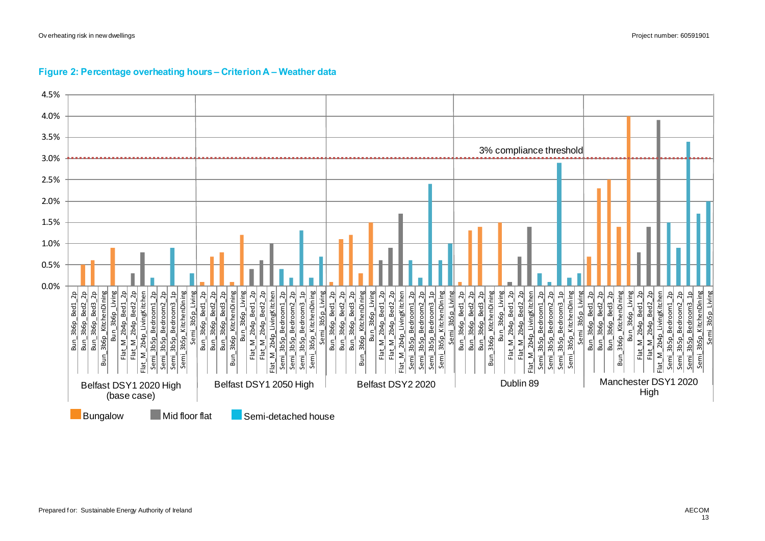**Figure 2: Percentage overheating hours – Criterion A – Weather data**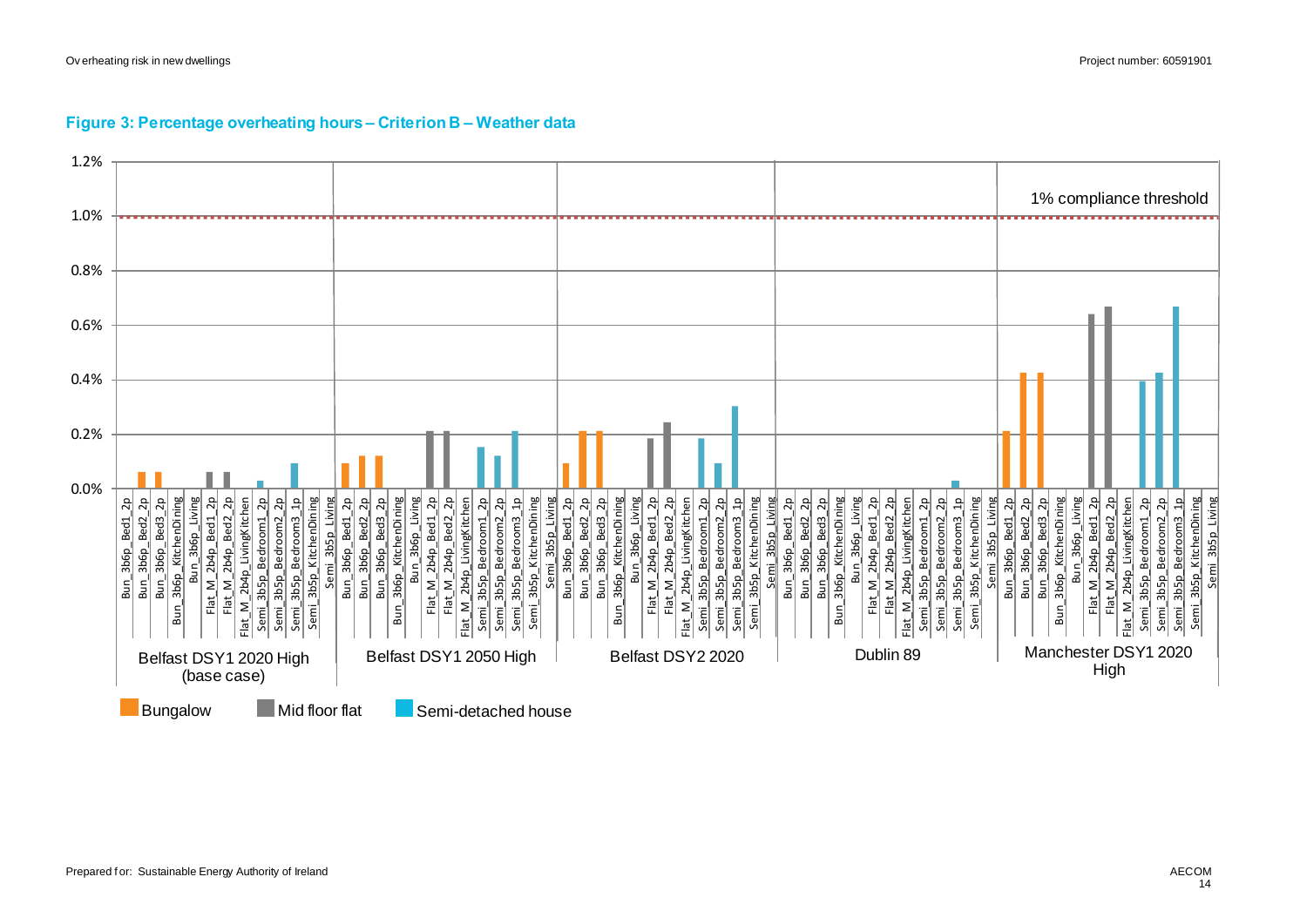**Figure 3: Percentage overheating hours – Criterion B – Weather data**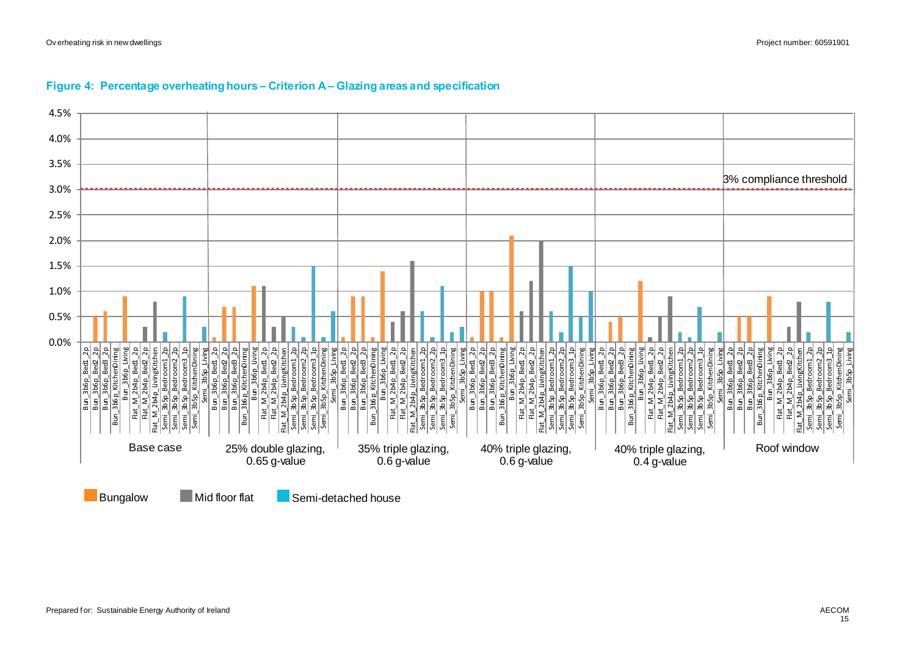**Figure 4: Percentage overheating hours – Criterion A – Glazing areas and specification**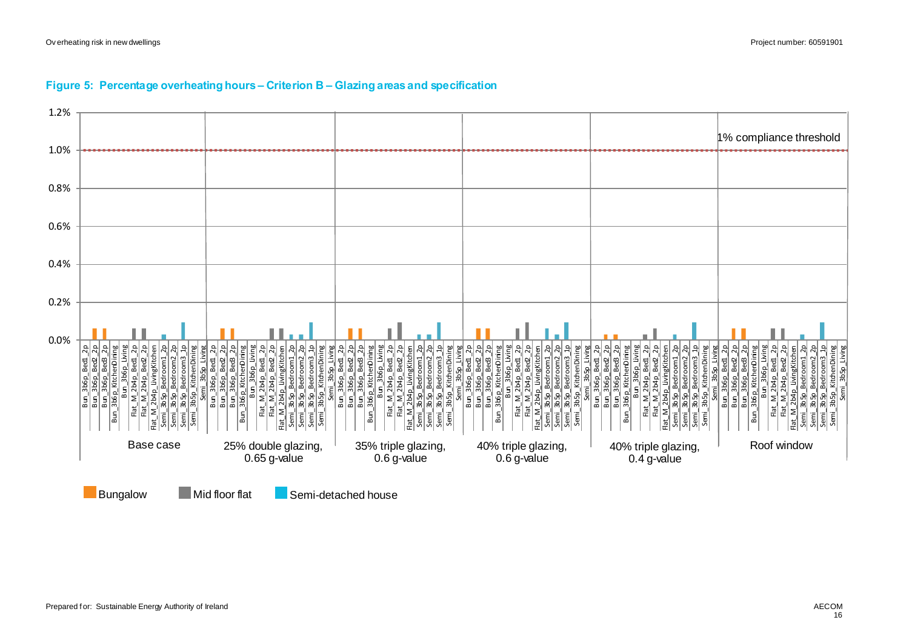**Figure 5: Percentage overheating hours – Criterion B – Glazing areas and specification**

1% compliance threshold

Base case | 25% double glazing, 0.65 g-value | 35% triple glazing, 0.6 g-value | 40% triple glazing, 0.6 g-value | 40% triple glazing, 0.4 g-value | Roof window

Bungalow | Mid floor flat | Semi-detached house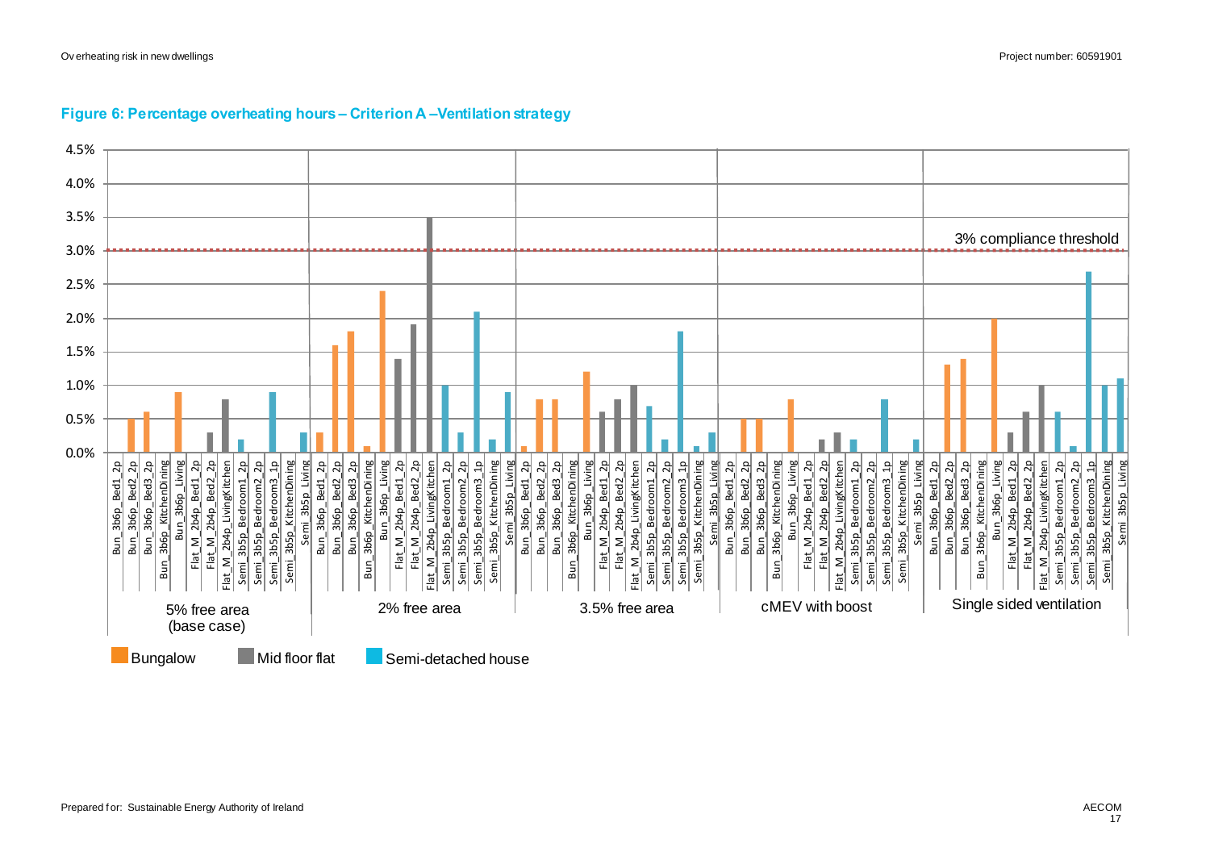**Figure 6: Percentage overheating hours – Criterion A –Ventilation strategy**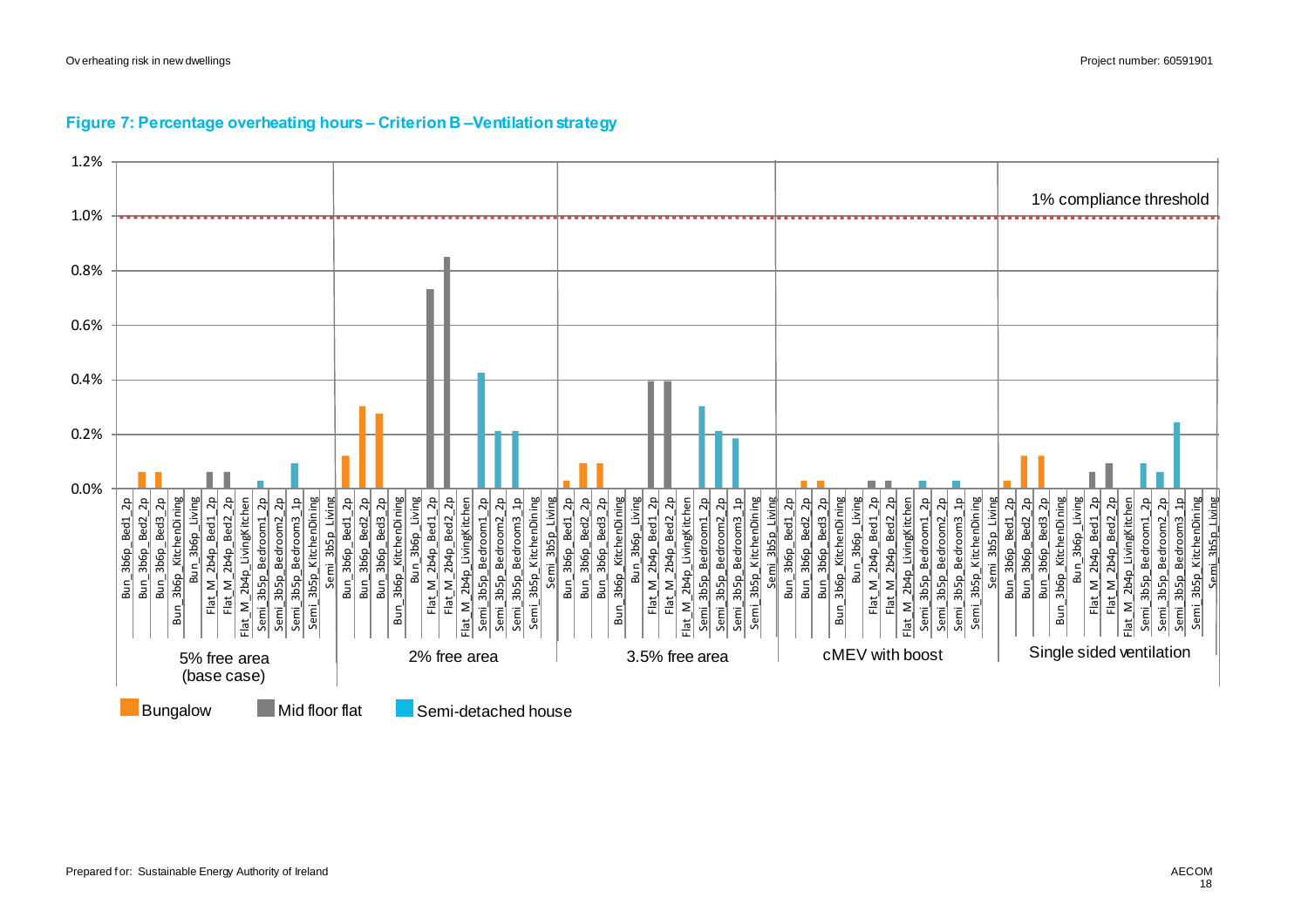**Figure 7: Percentage overheating hours – Criterion B –Ventilation strategy**

1% compliance threshold

5% free area (base case) | 2% free area | 3.5% free area | cMEV with boost | Single sided ventilation

Bungalow | Mid floor flat | Semi-detached house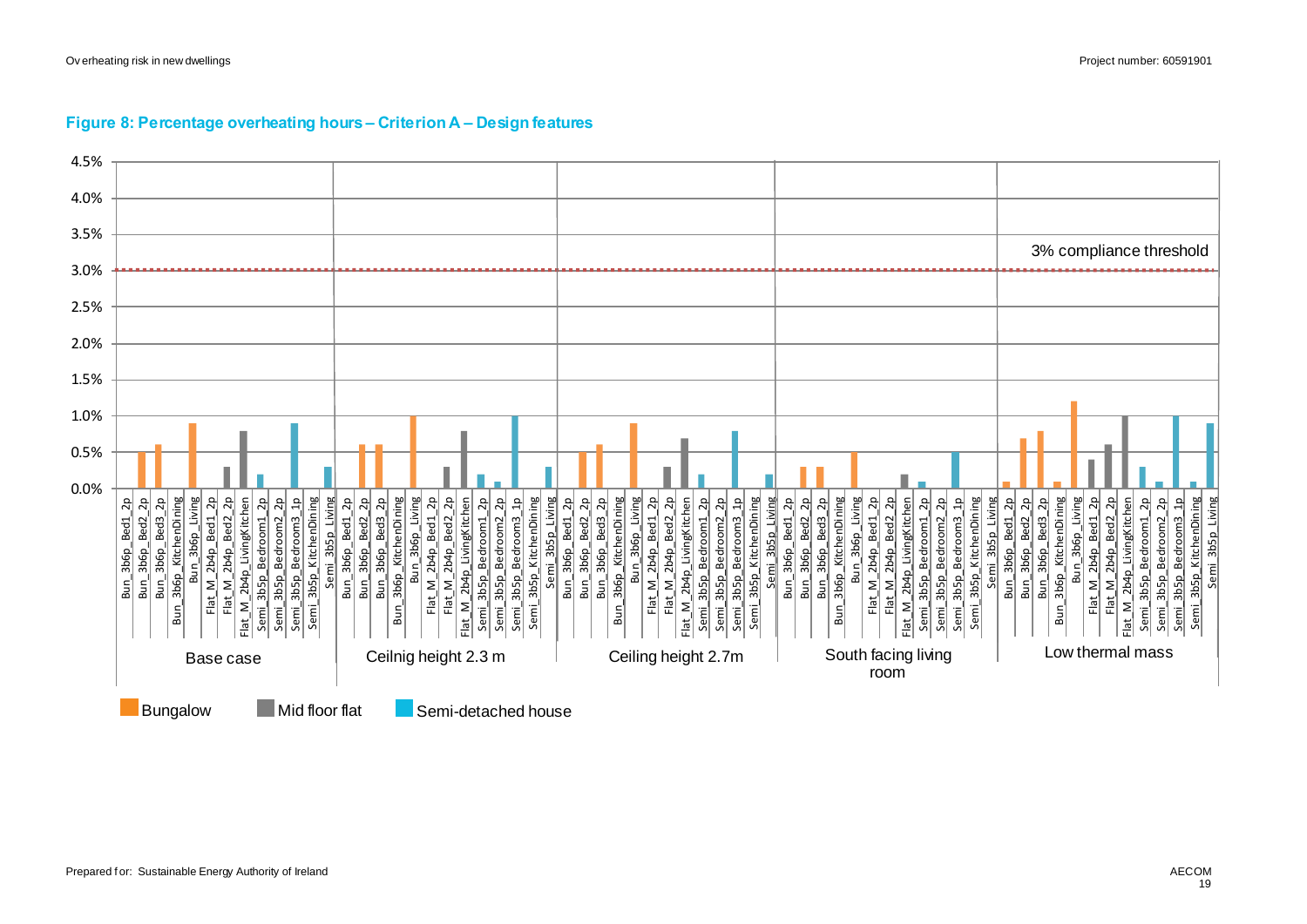**Figure 8: Percentage overheating hours – Criterion A – Design features**

4.5%
4.0%
3.5%
3.0%
2.5%
2.0%
1.5%
1.0%
0.5%
0.0%

3% compliance threshold

Bun_3b6p_Bed1_2p
Bun_3b6p_Bed2_2p
Bun_3b6p_Bed3_2p
Bun_3b6p_KitchenDining
Bun_3b6p_Living
Flat_M_2b4p_Bed1_2p
Flat_M_2b4p_Bed2_2p
Flat_M_2b4p_LivingKitchen
Semi_3b5p_Bedroom1_2p
Semi_3b5p_Bedroom2_2p
Semi_3b5p_Bedroom3_1p
Semi_3b5p_KitchenDining
Semi_3b5p_Living

Base case | Ceilnig height 2.3 m | Ceiling height 2.7m | South facing living room | Low thermal mass

Bungalow | Mid floor flat | Semi-detached house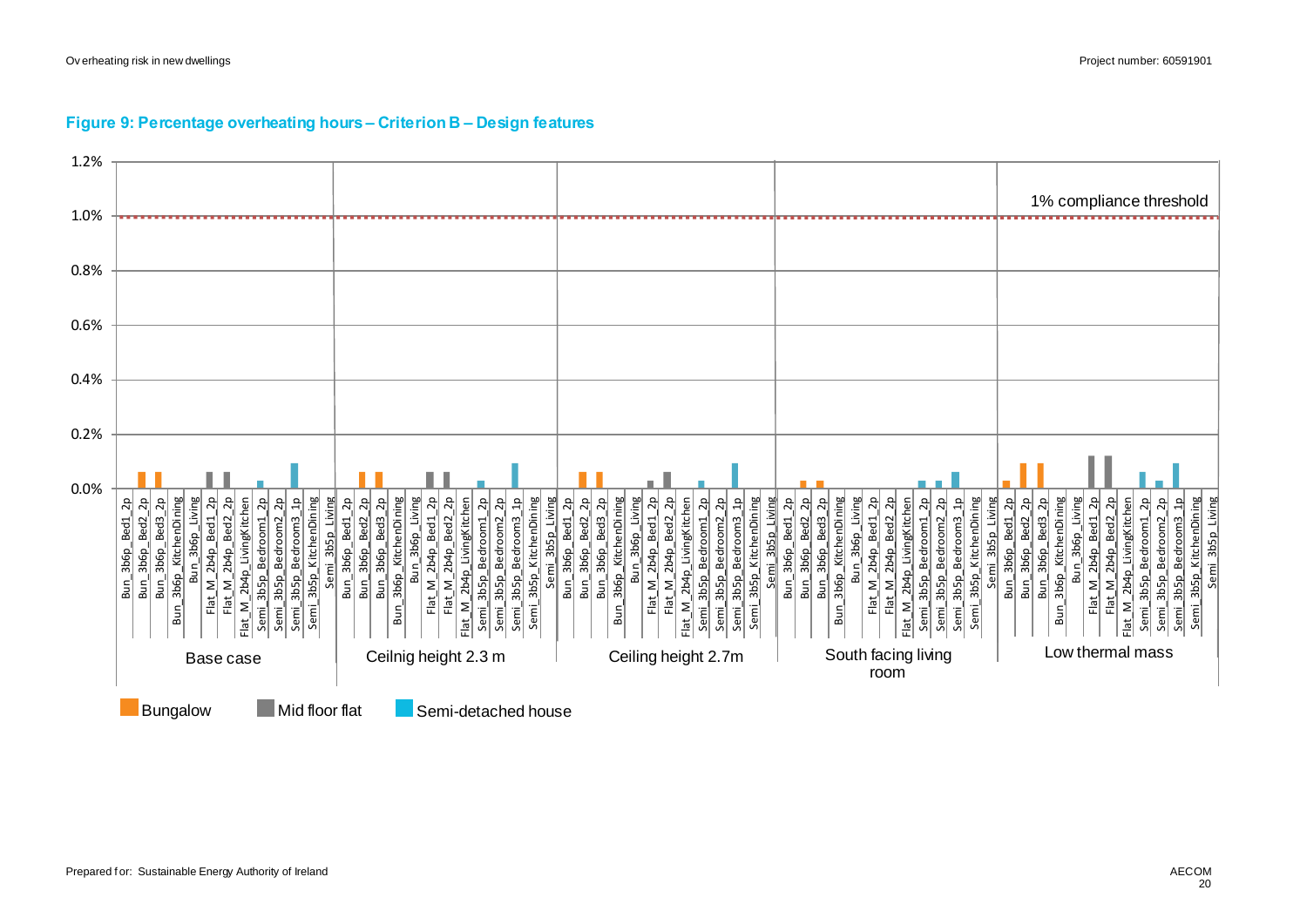**Figure 9: Percentage overheating hours – Criterion B – Design features**

1.2%
1.0%
0.8%
0.6%
0.4%
0.2%
0.0%

1% compliance threshold

Bun_3b6p_Bed1_2p
Bun_3b6p_Bed2_2p
Bun_3b6p_Bed3_2p
Bun_3b6p_KitchenDining
Bun_3b6p_Living
Flat_M_2b4p_Bed1_2p
Flat_M_2b4p_Bed2_2p
Flat_M_2b4p_LivingKitchen
Semi_3b5p_Bedroom1_2p
Semi_3b5p_Bedroom2_2p
Semi_3b5p_Bedroom3_1p
Semi_3b5p_KitchenDining
Semi_3b5p_Living

Base case | Ceilnig height 2.3 m | Ceiling height 2.7m | South facing living room | Low thermal mass

Bungalow | Mid floor flat | Semi-detached house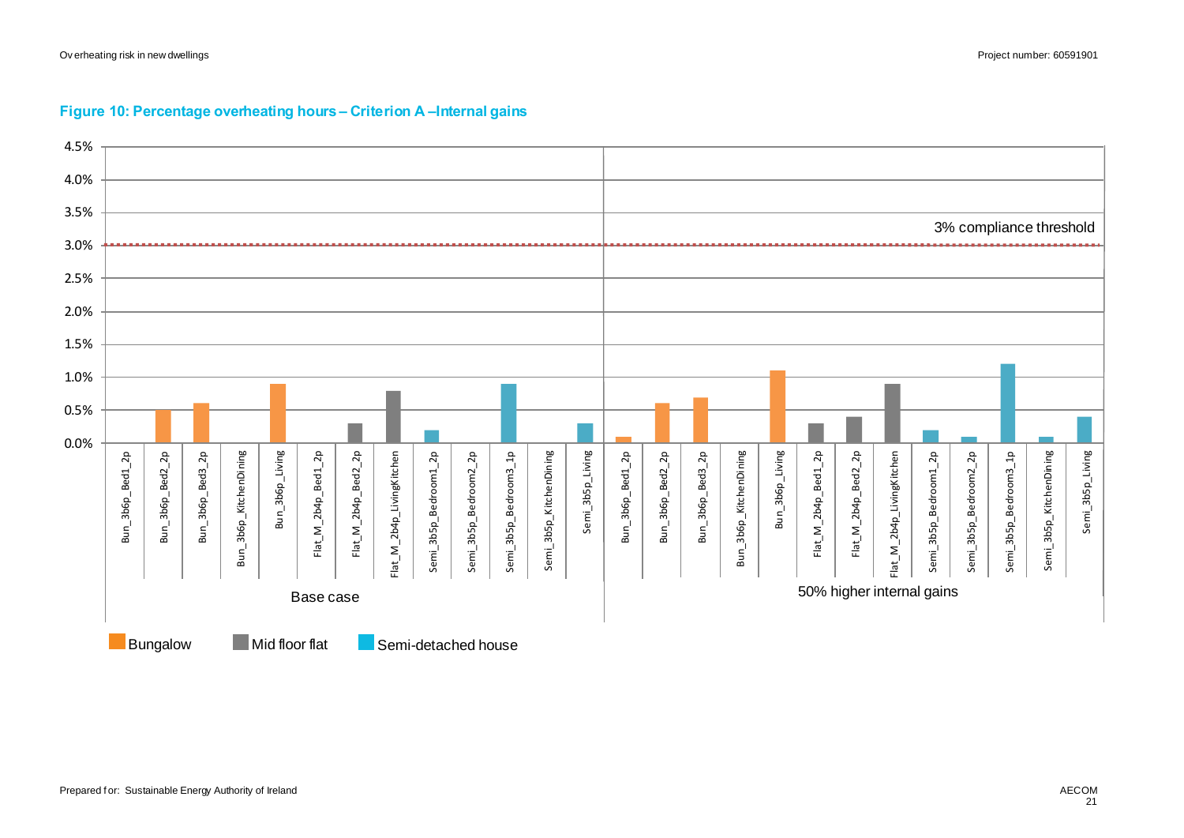**Figure 10: Percentage overheating hours – Criterion A – Internal gains**

3% compliance threshold

| | Base case | 50% higher internal gains |
|---|---|---|
| Bun_3b6p_Bed1_2p | 0.0% | 0.1% |
| Bun_3b6p_Bed2_2p | 0.5% | 0.6% |
| Bun_3b6p_Bed3_2p | 0.6% | 0.7% |
| Bun_3b6p_KitchenDining | 0.0% | 0.0% |
| Bun_3b6p_Living | 0.9% | 1.1% |
| Flat_M_2b4p_Bed1_2p | 0.0% | 0.3% |
| Flat_M_2b4p_Bed2_2p | 0.3% | 0.4% |
| Flat_M_2b4p_LivingKitchen | 0.8% | 0.9% |
| Semi_3b5p_Bedroom1_2p | 0.2% | 0.2% |
| Semi_3b5p_Bedroom2_2p | 0.0% | 0.1% |
| Semi_3b5p_Bedroom3_1p | 0.9% | 1.2% |
| Semi_3b5p_KitchenDining | 0.0% | 0.1% |
| Semi_3b5p_Living | 0.3% | 0.4% |

Bungalow | Mid floor flat | Semi-detached house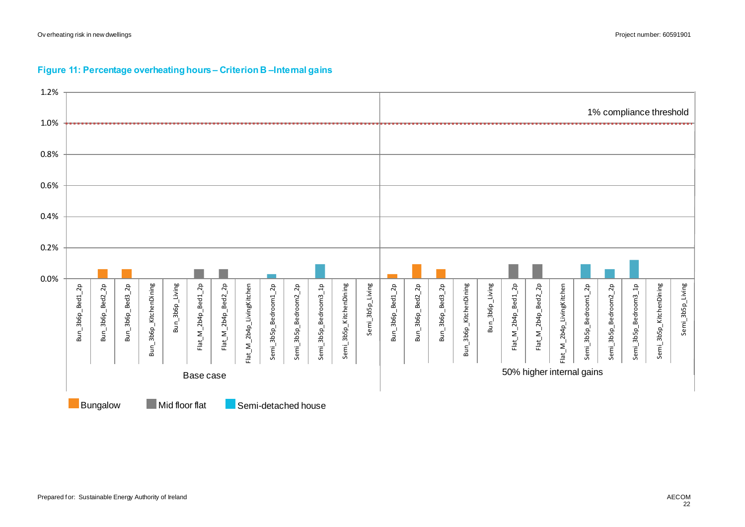**Figure 11: Percentage overheating hours – Criterion B –Internal gains**

1.2%
1.0%
0.8%
0.6%
0.4%
0.2%
0.0%

1% compliance threshold

Bun_3b6p_Bed1_2p
Bun_3b6p_Bed2_2p
Bun_3b6p_Bed3_2p
Bun_3b6p_KitchenDining
Bun_3b6p_Living
Flat_M_2b4p_Bed1_2p
Flat_M_2b4p_Bed2_2p
Flat_M_2b4p_LivingKitchen
Semi_3b5p_Bedroom1_2p
Semi_3b5p_Bedroom2_2p
Semi_3b5p_Bedroom3_1p
Semi_3b5p_KitchenDining
Semi_3b5p_Living

Base case

Bun_3b6p_Bed1_2p
Bun_3b6p_Bed2_2p
Bun_3b6p_Bed3_2p
Bun_3b6p_KitchenDining
Bun_3b6p_Living
Flat_M_2b4p_Bed1_2p
Flat_M_2b4p_Bed2_2p
Flat_M_2b4p_LivingKitchen
Semi_3b5p_Bedroom1_2p
Semi_3b5p_Bedroom2_2p
Semi_3b5p_Bedroom3_1p
Semi_3b5p_KitchenDining
Semi_3b5p_Living

50% higher internal gains

Bungalow Mid floor flat Semi-detached house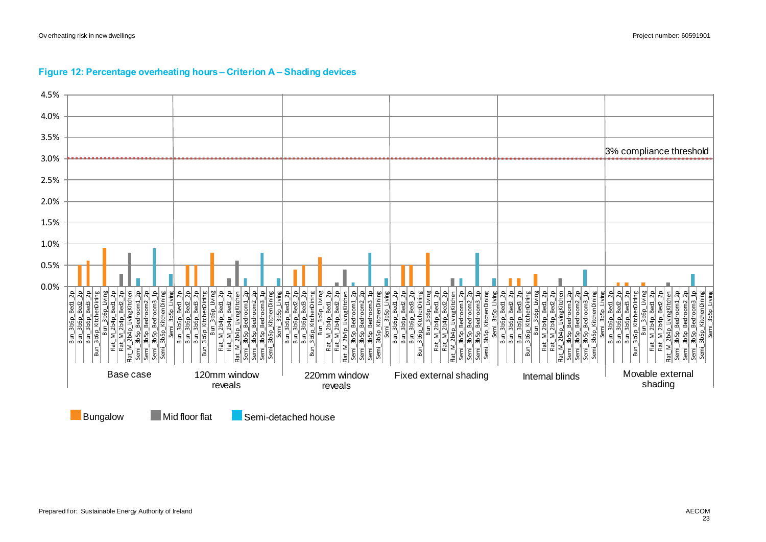**Figure 12: Percentage overheating hours – Criterion A – Shading devices**

| Room | Base case | 120mm window reveals | 220mm window reveals | Fixed external shading | Internal blinds | Movable external shading |
|---|---|---|---|---|---|---|
| Bun_3b6p_Bed1_2p | 0.0% | 0.0% | 0.0% | 0.0% | 0.0% | 0.0% |
| Bun_3b6p_Bed2_2p | 0.5% | 0.5% | 0.4% | 0.5% | 0.2% | 0.1% |
| Bun_3b6p_Bed3_2p | 0.6% | 0.5% | 0.5% | 0.5% | 0.2% | 0.1% |
| Bun_3b6p_KitchenDining | 0.0% | 0.0% | 0.0% | 0.0% | 0.0% | 0.0% |
| Bun_3b6p_Living | 0.9% | 0.8% | 0.7% | 0.8% | 0.3% | 0.1% |
| Flat_M_2b4p_Bed1_2p | 0.0% | 0.0% | 0.0% | 0.0% | 0.0% | 0.0% |
| Flat_M_2b4p_Bed2_2p | 0.3% | 0.2% | 0.1% | 0.0% | 0.0% | 0.0% |
| Flat_M_2b4p_LivingKitchen | 0.8% | 0.6% | 0.4% | 0.2% | 0.2% | 0.1% |
| Semi_3b5p_Bedroom1_2p | 0.2% | 0.2% | 0.1% | 0.2% | 0.0% | 0.0% |
| Semi_3b5p_Bedroom2_2p | 0.0% | 0.0% | 0.0% | 0.0% | 0.0% | 0.0% |
| Semi_3b5p_Bedroom3_1p | 0.9% | 0.8% | 0.8% | 0.8% | 0.4% | 0.3% |
| Semi_3b5p_KitchenDining | 0.0% | 0.0% | 0.0% | 0.0% | 0.0% | 0.0% |
| Semi_3b5p_Living | 0.3% | 0.2% | 0.2% | 0.2% | 0.0% | 0.0% |

3% compliance threshold

Bungalow | Mid floor flat | Semi-detached house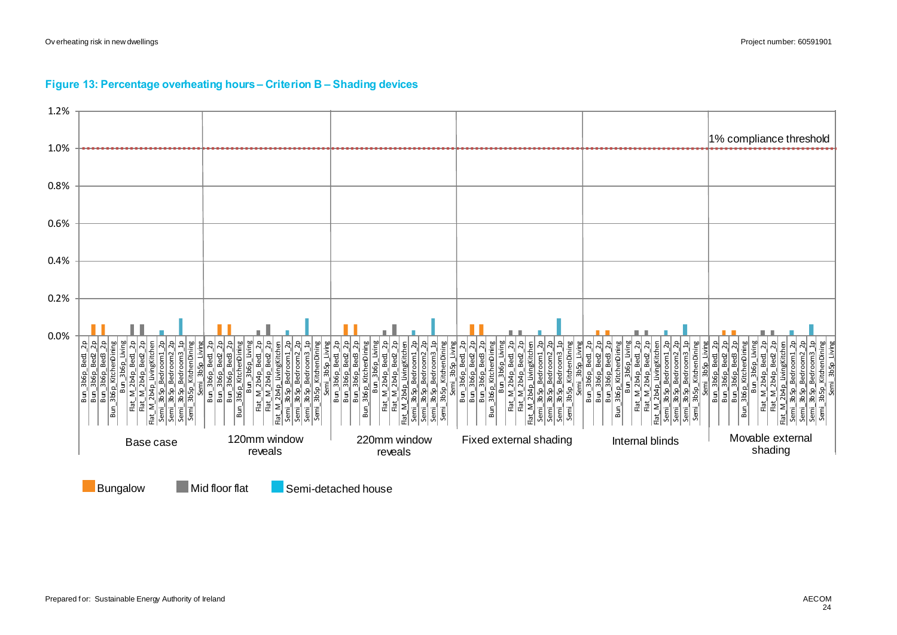**Figure 13: Percentage overheating hours – Criterion B – Shading devices**

| Room | Base case | 120mm window reveals | 220mm window reveals | Fixed external shading | Internal blinds | Movable external shading |
|---|---|---|---|---|---|---|
| Bun_3b6p_Bed1_2p | | | | | | |
| Bun_3b6p_Bed2_2p | | | | | | |
| Bun_3b6p_Bed3_2p | | | | | | |
| Bun_3b6p_KitchenDining | | | | | | |
| Bun_3b6p_Living | | | | | | |
| Flat_M_2b4p_Bed1_2p | | | | | | |
| Flat_M_2b4p_Bed2_2p | | | | | | |
| Flat_M_2b4p_LivingKitchen | | | | | | |
| Semi_3b5p_Bedroom1_2p | | | | | | |
| Semi_3b5p_Bedroom2_2p | | | | | | |
| Semi_3b5p_Bedroom3_1p | | | | | | |
| Semi_3b5p_KitchenDining | | | | | | |
| Semi_3b5p_Living | | | | | | |

1% compliance threshold

Legend: Bungalow, Mid floor flat, Semi-detached house

Y-axis: 0.0%, 0.2%, 0.4%, 0.6%, 0.8%, 1.0%, 1.2%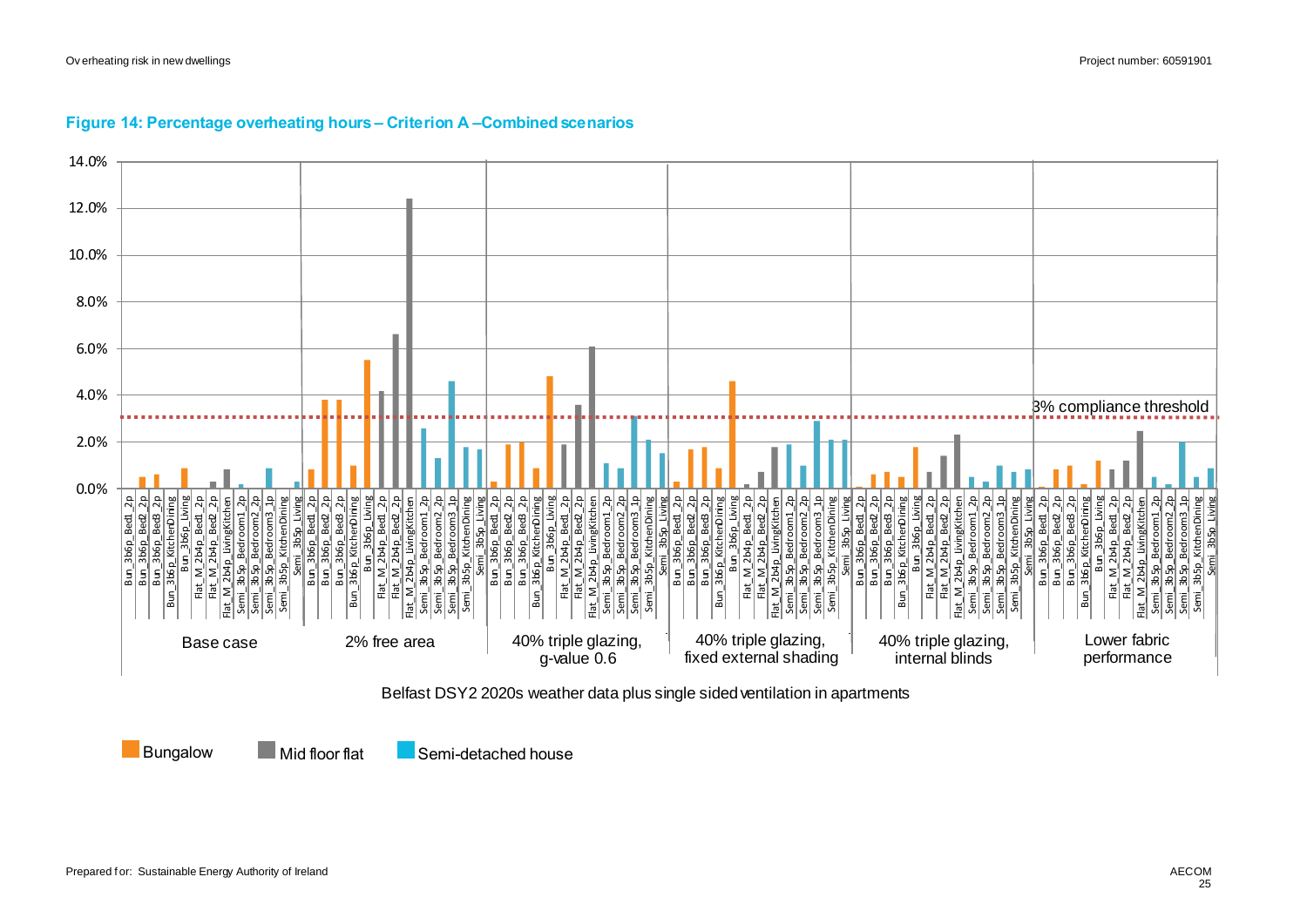**Figure 14: Percentage overheating hours – Criterion A –Combined scenarios**

3% compliance threshold

Base case | 2% free area | 40% triple glazing, g-value 0.6 | 40% triple glazing, fixed external shading | 40% triple glazing, internal blinds | Lower fabric performance

Bun_3b6p_Bed1_2p, Bun_3b6p_Bed2_2p, Bun_3b6p_Bed3_2p, Bun_3b6p_KitchenDining, Bun_3b6p_Living, Flat_M_2b4p_Bed1_2p, Flat_M_2b4p_Bed2_2p, Flat_M_2b4p_LivingKitchen, Semi_3b5p_Bedroom1_2p, Semi_3b5p_Bedroom2_2p, Semi_3b5p_Bedroom3_1p, Semi_3b5p_KitchenDining, Semi_3b5p_Living

Belfast DSY2 2020s weather data plus single sided ventilation in apartments

Bungalow | Mid floor flat | Semi-detached house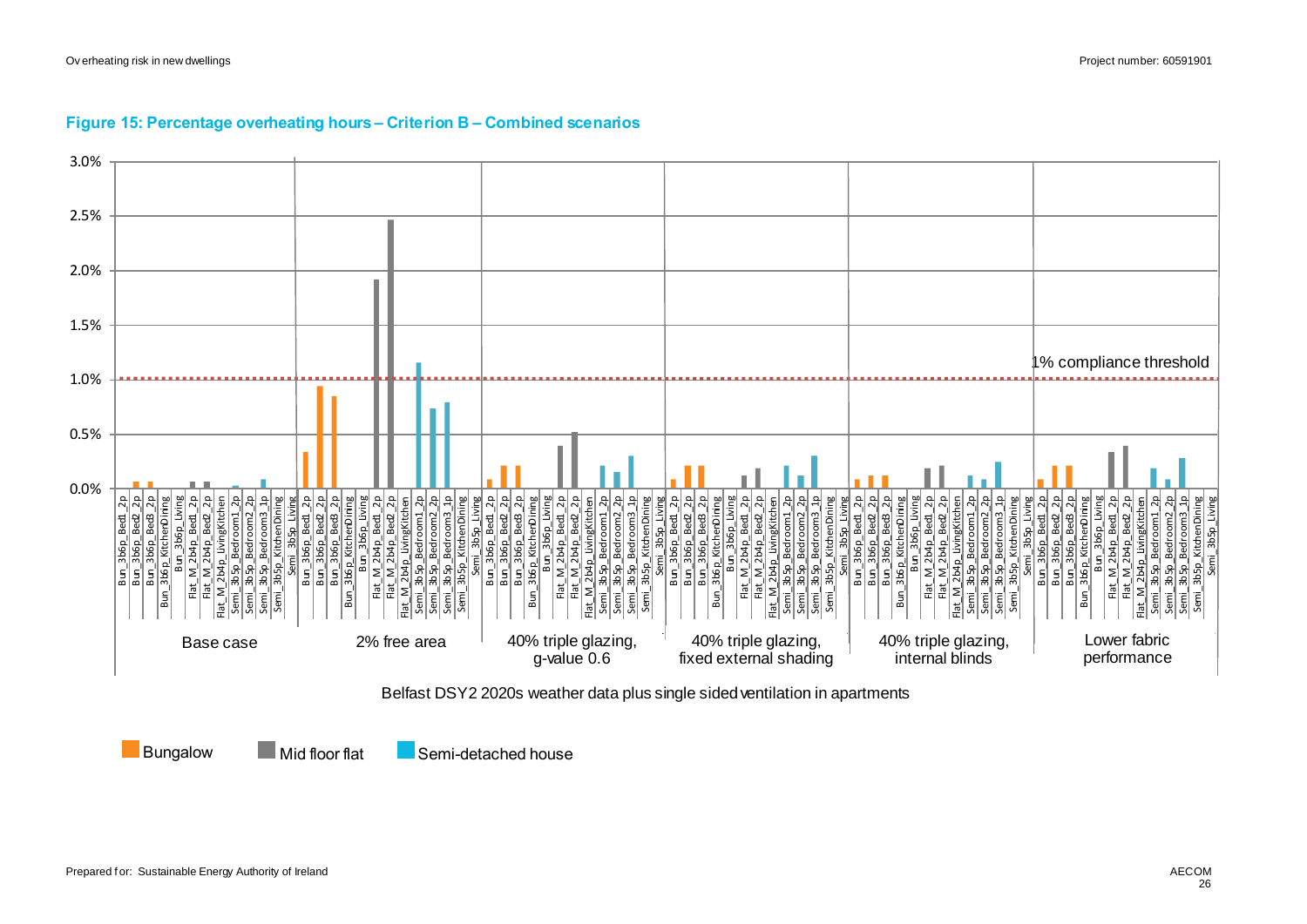**Figure 15: Percentage overheating hours – Criterion B – Combined scenarios**

3.0%
2.5%
2.0%
1.5%
1.0%
0.5%
0.0%

1% compliance threshold

Base case | 2% free area | 40% triple glazing, g-value 0.6 | 40% triple glazing, fixed external shading | 40% triple glazing, internal blinds | Lower fabric performance

Bun_3b6p_Bed1_2p
Bun_3b6p_Bed2_2p
Bun_3b6p_Bed3_2p
Bun_3b6p_KitchenDining
Bun_3b6p_Living
Flat_M_2b4p_Bed1_2p
Flat_M_2b4p_Bed2_2p
Flat_M_2b4p_LivingKitchen
Semi_3b5p_Bedroom1_2p
Semi_3b5p_Bedroom2_2p
Semi_3b5p_Bedroom3_1p
Semi_3b5p_KitchenDining
Semi_3b5p_Living

Belfast DSY2 2020s weather data plus single sided ventilation in apartments

Bungalow | Mid floor flat | Semi-detached house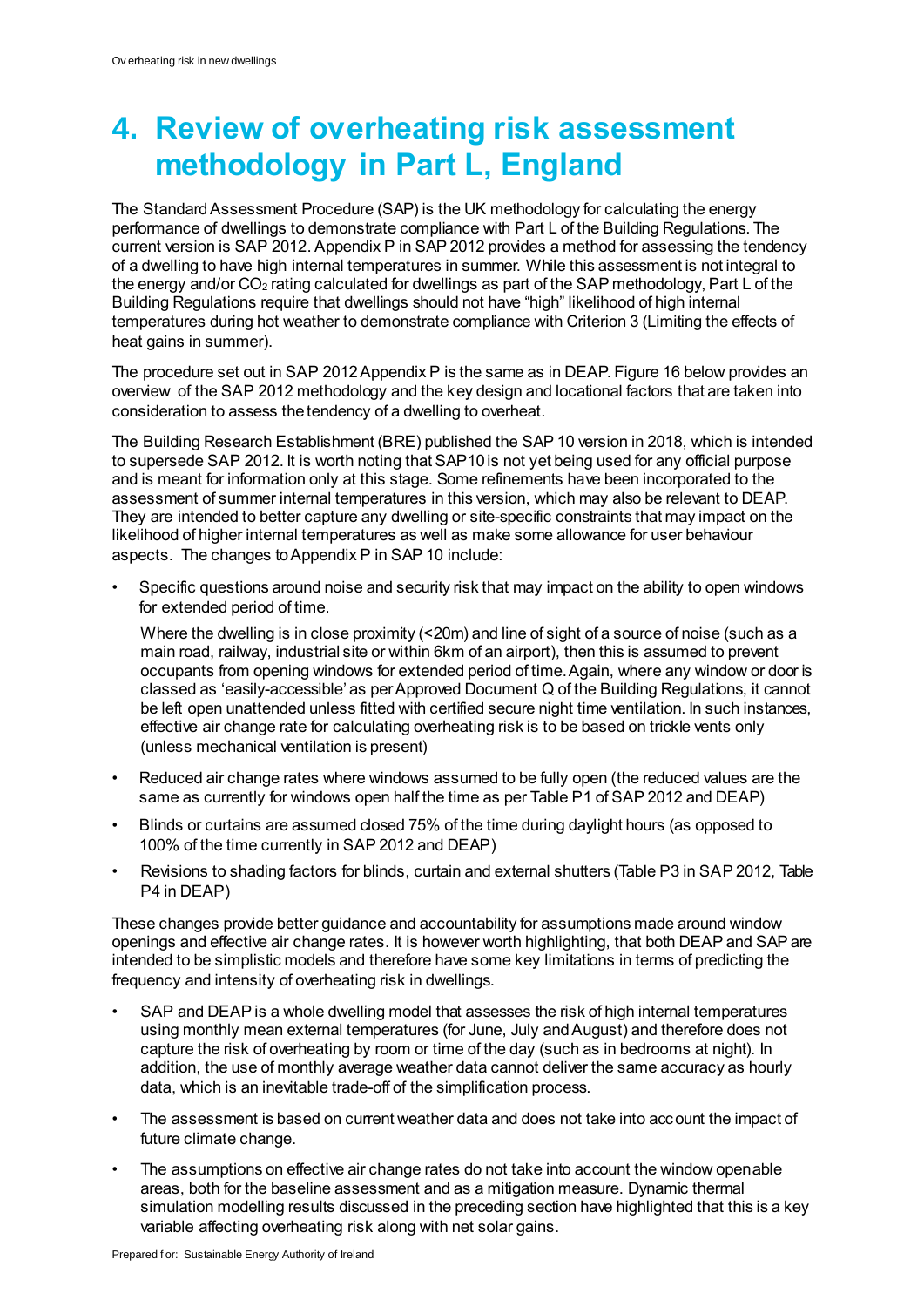# 4. Review of overheating risk assessment methodology in Part L, England

The Standard Assessment Procedure (SAP) is the UK methodology for calculating the energy performance of dwellings to demonstrate compliance with Part L of the Building Regulations. The current version is SAP 2012. Appendix P in SAP 2012 provides a method for assessing the tendency of a dwelling to have high internal temperatures in summer. While this assessment is not integral to the energy and/or $CO_2$ rating calculated for dwellings as part of the SAP methodology, Part L of the Building Regulations require that dwellings should not have "high" likelihood of high internal temperatures during hot weather to demonstrate compliance with Criterion 3 (Limiting the effects of heat gains in summer).

The procedure set out in SAP 2012 Appendix P is the same as in DEAP. Figure 16 below provides an overview of the SAP 2012 methodology and the key design and locational factors that are taken into consideration to assess the tendency of a dwelling to overheat.

The Building Research Establishment (BRE) published the SAP 10 version in 2018, which is intended to supersede SAP 2012. It is worth noting that SAP10 is not yet being used for any official purpose and is meant for information only at this stage. Some refinements have been incorporated to the assessment of summer internal temperatures in this version, which may also be relevant to DEAP. They are intended to better capture any dwelling or site-specific constraints that may impact on the likelihood of higher internal temperatures as well as make some allowance for user behaviour aspects. The changes to Appendix P in SAP 10 include:

- Specific questions around noise and security risk that may impact on the ability to open windows for extended period of time.

  Where the dwelling is in close proximity (<20m) and line of sight of a source of noise (such as a main road, railway, industrial site or within 6km of an airport), then this is assumed to prevent occupants from opening windows for extended period of time. Again, where any window or door is classed as 'easily-accessible' as per Approved Document Q of the Building Regulations, it cannot be left open unattended unless fitted with certified secure night time ventilation. In such instances, effective air change rate for calculating overheating risk is to be based on trickle vents only (unless mechanical ventilation is present)

- Reduced air change rates where windows assumed to be fully open (the reduced values are the same as currently for windows open half the time as per Table P1 of SAP 2012 and DEAP)
- Blinds or curtains are assumed closed 75% of the time during daylight hours (as opposed to 100% of the time currently in SAP 2012 and DEAP)
- Revisions to shading factors for blinds, curtain and external shutters (Table P3 in SAP 2012, Table P4 in DEAP)

These changes provide better guidance and accountability for assumptions made around window openings and effective air change rates. It is however worth highlighting, that both DEAP and SAP are intended to be simplistic models and therefore have some key limitations in terms of predicting the frequency and intensity of overheating risk in dwellings.

- SAP and DEAP is a whole dwelling model that assesses the risk of high internal temperatures using monthly mean external temperatures (for June, July and August) and therefore does not capture the risk of overheating by room or time of the day (such as in bedrooms at night). In addition, the use of monthly average weather data cannot deliver the same accuracy as hourly data, which is an inevitable trade-off of the simplification process.
- The assessment is based on current weather data and does not take into account the impact of future climate change.
- The assumptions on effective air change rates do not take into account the window openable areas, both for the baseline assessment and as a mitigation measure. Dynamic thermal simulation modelling results discussed in the preceding section have highlighted that this is a key variable affecting overheating risk along with net solar gains.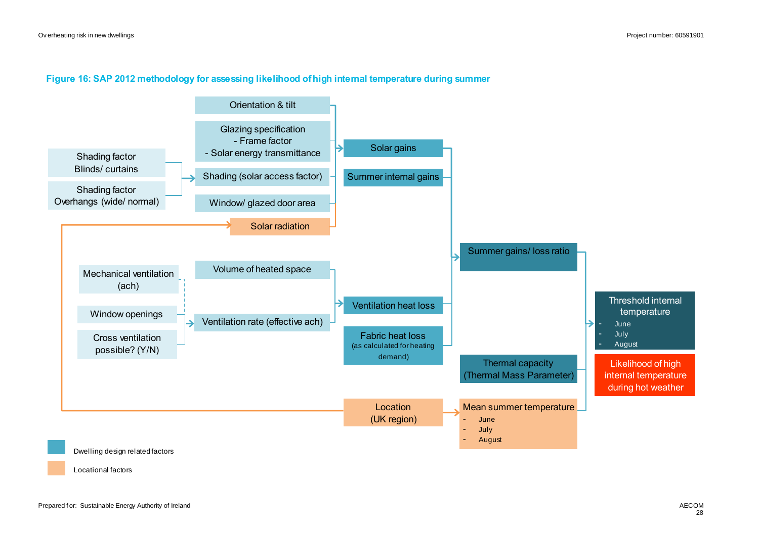**Figure 16: SAP 2012 methodology for assessing likelihood of high internal temperature during summer**

Orientation & tilt

Glazing specification
- Frame factor
- Solar energy transmittance

Shading factor
Blinds/ curtains

Shading factor
Overhangs (wide/ normal)

Shading (solar access factor)

Window/ glazed door area

Solar radiation

Solar gains

Summer internal gains

Summer gains/ loss ratio

Mechanical ventilation (ach)

Window openings

Cross ventilation possible? (Y/N)

Volume of heated space

Ventilation rate (effective ach)

Ventilation heat loss

Fabric heat loss
(as calculated for heating demand)

Thermal capacity
(Thermal Mass Parameter)

Location
(UK region)

Mean summer temperature
- June
- July
- August

Threshold internal temperature
- June
- July
- August

Likelihood of high internal temperature during hot weather

Dwelling design related factors

Locational factors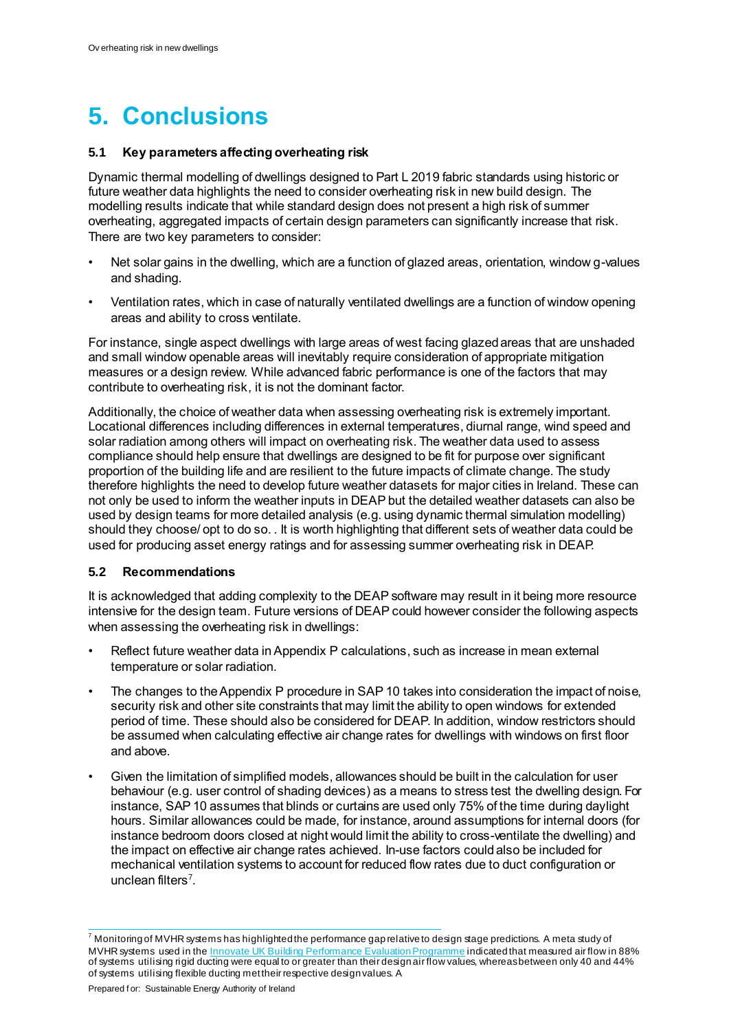# 5. Conclusions

### 5.1 Key parameters affecting overheating risk

Dynamic thermal modelling of dwellings designed to Part L 2019 fabric standards using historic or future weather data highlights the need to consider overheating risk in new build design. The modelling results indicate that while standard design does not present a high risk of summer overheating, aggregated impacts of certain design parameters can significantly increase that risk. There are two key parameters to consider:

- Net solar gains in the dwelling, which are a function of glazed areas, orientation, window g-values and shading.
- Ventilation rates, which in case of naturally ventilated dwellings are a function of window opening areas and ability to cross ventilate.

For instance, single aspect dwellings with large areas of west facing glazed areas that are unshaded and small window openable areas will inevitably require consideration of appropriate mitigation measures or a design review. While advanced fabric performance is one of the factors that may contribute to overheating risk, it is not the dominant factor.

Additionally, the choice of weather data when assessing overheating risk is extremely important. Locational differences including differences in external temperatures, diurnal range, wind speed and solar radiation among others will impact on overheating risk. The weather data used to assess compliance should help ensure that dwellings are designed to be fit for purpose over significant proportion of the building life and are resilient to the future impacts of climate change. The study therefore highlights the need to develop future weather datasets for major cities in Ireland. These can not only be used to inform the weather inputs in DEAP but the detailed weather datasets can also be used by design teams for more detailed analysis (e.g. using dynamic thermal simulation modelling) should they choose/ opt to do so. . It is worth highlighting that different sets of weather data could be used for producing asset energy ratings and for assessing summer overheating risk in DEAP.

### 5.2 Recommendations

It is acknowledged that adding complexity to the DEAP software may result in it being more resource intensive for the design team. Future versions of DEAP could however consider the following aspects when assessing the overheating risk in dwellings:

- Reflect future weather data in Appendix P calculations, such as increase in mean external temperature or solar radiation.
- The changes to the Appendix P procedure in SAP 10 takes into consideration the impact of noise, security risk and other site constraints that may limit the ability to open windows for extended period of time. These should also be considered for DEAP. In addition, window restrictors should be assumed when calculating effective air change rates for dwellings with windows on first floor and above.
- Given the limitation of simplified models, allowances should be built in the calculation for user behaviour (e.g. user control of shading devices) as a means to stress test the dwelling design. For instance, SAP 10 assumes that blinds or curtains are used only 75% of the time during daylight hours. Similar allowances could be made, for instance, around assumptions for internal doors (for instance bedroom doors closed at night would limit the ability to cross-ventilate the dwelling) and the impact on effective air change rates achieved. In-use factors could also be included for mechanical ventilation systems to account for reduced flow rates due to duct configuration or unclean filters[7].

[7] Monitoring of MVHR systems has highlighted the performance gap relative to design stage predictions. A meta study of MVHR systems used in the Innovate UK Building Performance Evaluation Programme indicated that measured air flow in 88% of systems utilising rigid ducting were equal to or greater than their design air flow values, whereas between only 40 and 44% of systems utilising flexible ducting met their respective design values. A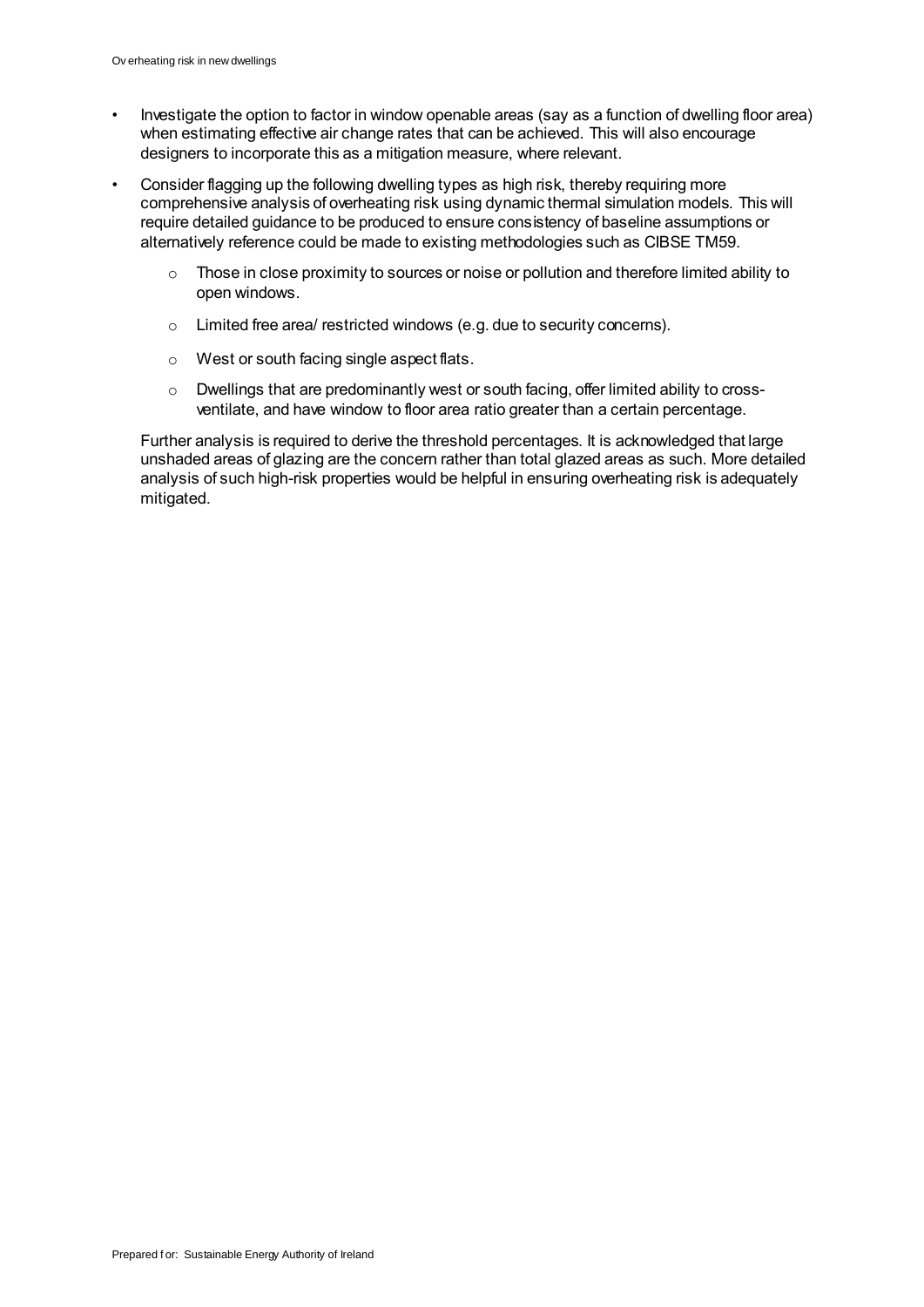- Investigate the option to factor in window openable areas (say as a function of dwelling floor area) when estimating effective air change rates that can be achieved. This will also encourage designers to incorporate this as a mitigation measure, where relevant.
- Consider flagging up the following dwelling types as high risk, thereby requiring more comprehensive analysis of overheating risk using dynamic thermal simulation models. This will require detailed guidance to be produced to ensure consistency of baseline assumptions or alternatively reference could be made to existing methodologies such as CIBSE TM59.
    - Those in close proximity to sources or noise or pollution and therefore limited ability to open windows.
    - Limited free area/ restricted windows (e.g. due to security concerns).
    - West or south facing single aspect flats.
    - Dwellings that are predominantly west or south facing, offer limited ability to cross-ventilate, and have window to floor area ratio greater than a certain percentage.

  Further analysis is required to derive the threshold percentages. It is acknowledged that large unshaded areas of glazing are the concern rather than total glazed areas as such. More detailed analysis of such high-risk properties would be helpful in ensuring overheating risk is adequately mitigated.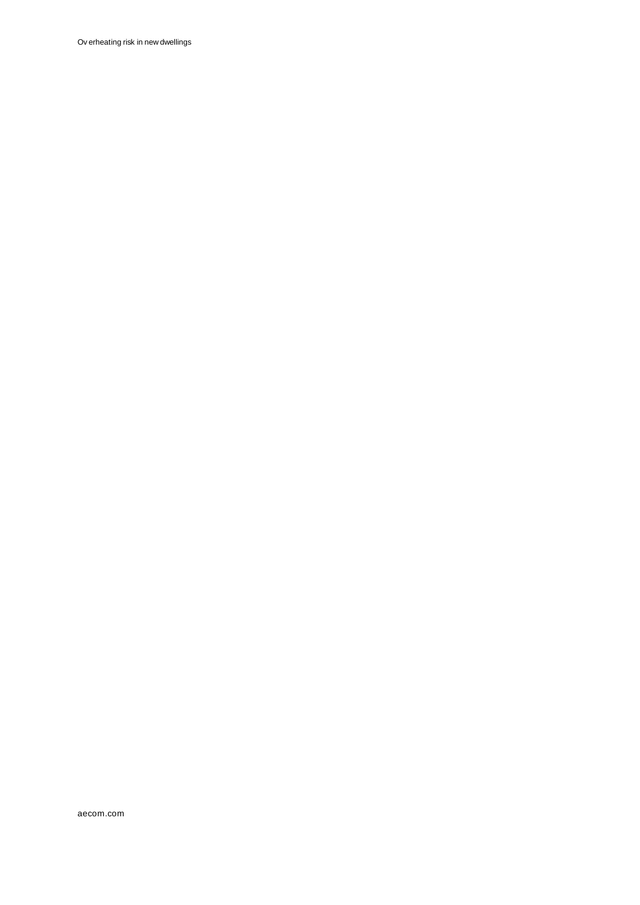aecom.com